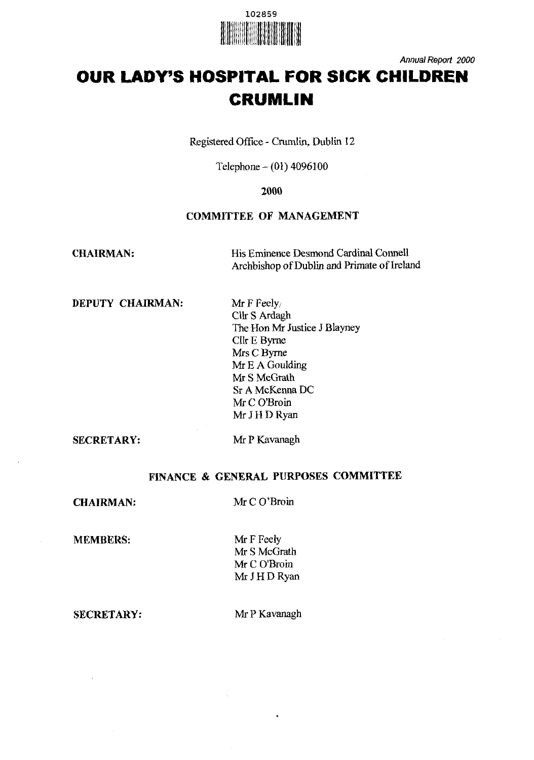102859

*Annual Report 2000*

# OUR LADY'S HOSPITAL FOR SICK CHILDREN CRUMLIN

Registered Office - Crumlin, Dublin 12

Telephone – (01) 4096100

**2000**

## COMMITTEE OF MANAGEMENT

| | |
|---|---|
| **CHAIRMAN:** | His Eminence Desmond Cardinal Connell<br>Archbishop of Dublin and Primate of Ireland |
| **DEPUTY CHAIRMAN:** | Mr F Feely<br>Cllr S Ardagh<br>The Hon Mr Justice J Blayney<br>Cllr E Byrne<br>Mrs C Byrne<br>Mr E A Goulding<br>Mr S McGrath<br>Sr A McKenna DC<br>Mr C O'Broin<br>Mr J H D Ryan |
| **SECRETARY:** | Mr P Kavanagh |

## FINANCE & GENERAL PURPOSES COMMITTEE

| | |
|---|---|
| **CHAIRMAN:** | Mr C O'Broin |
| **MEMBERS:** | Mr F Feely<br>Mr S McGrath<br>Mr C O'Broin<br>Mr J H D Ryan |
| **SECRETARY:** | Mr P Kavanagh |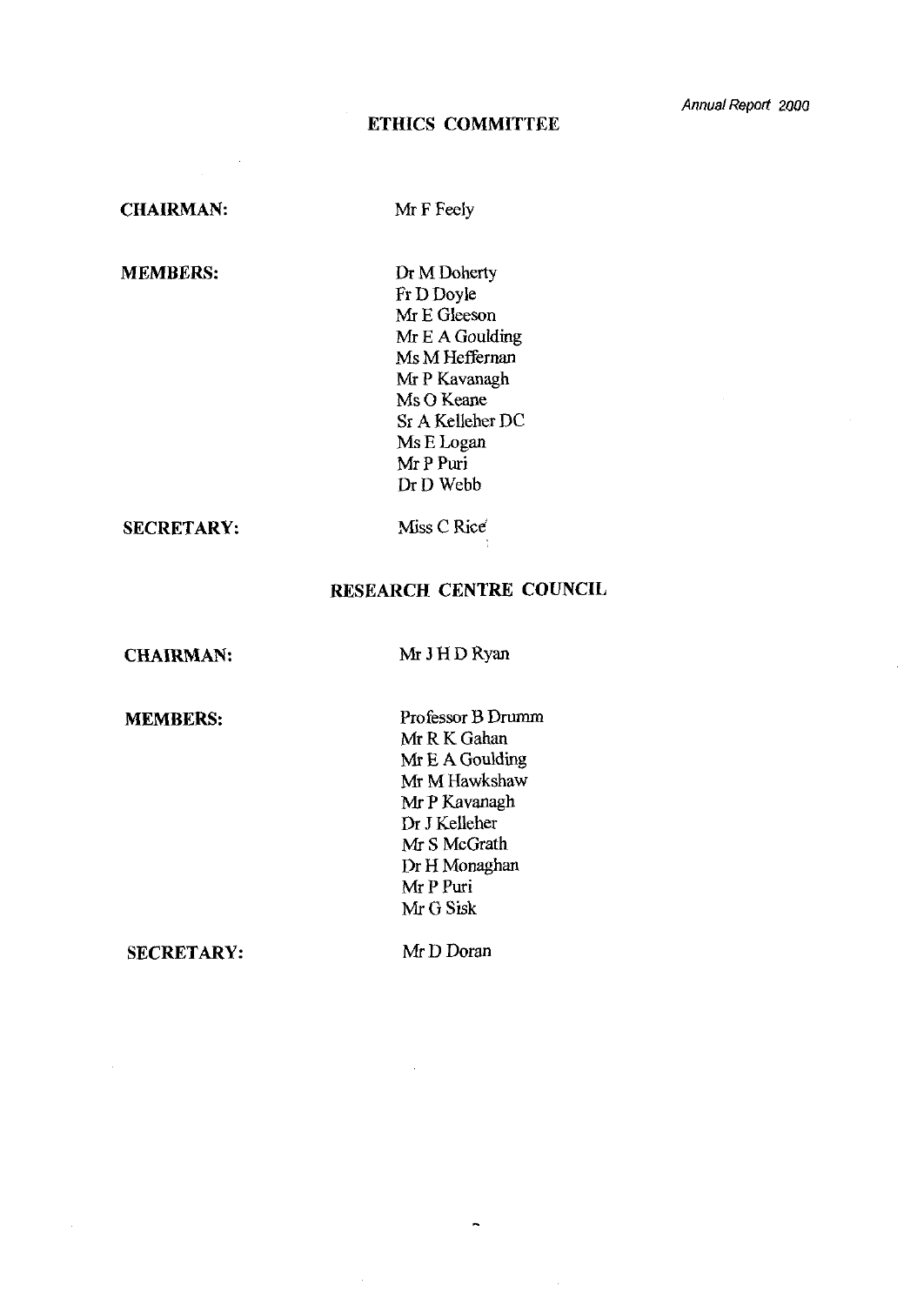## ETHICS COMMITTEE

**CHAIRMAN:** Mr F Feely

**MEMBERS:**

Dr M Doherty
Fr D Doyle
Mr E Gleeson
Mr E A Goulding
Ms M Heffernan
Mr P Kavanagh
Ms O Keane
Sr A Kelleher DC
Ms E Logan
Mr P Puri
Dr D Webb

**SECRETARY:** Miss C Rice

## RESEARCH CENTRE COUNCIL

**CHAIRMAN:** Mr J H D Ryan

**MEMBERS:**

Professor B Drumm
Mr R K Gahan
Mr E A Goulding
Mr M Hawkshaw
Mr P Kavanagh
Dr J Kelleher
Mr S McGrath
Dr H Monaghan
Mr P Puri
Mr G Sisk

**SECRETARY:** Mr D Doran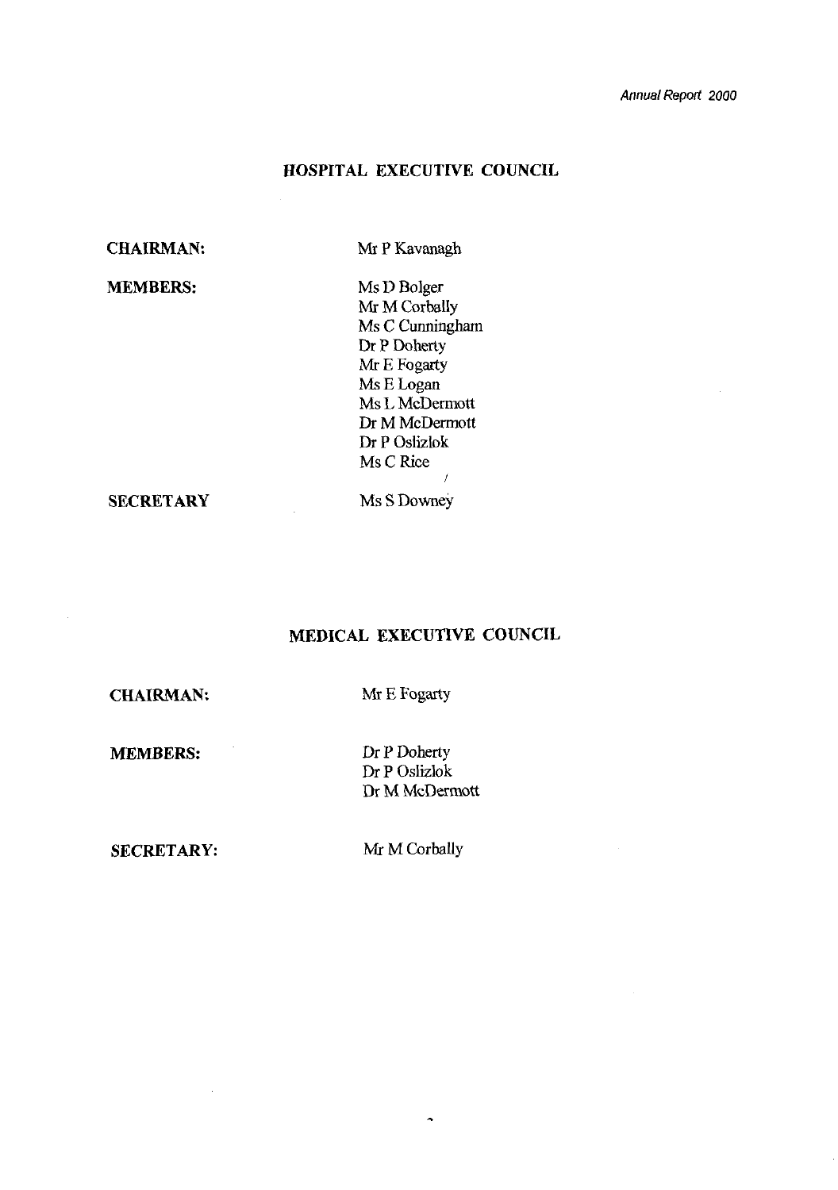## HOSPITAL EXECUTIVE COUNCIL

| | |
|---|---|
| **CHAIRMAN:** | Mr P Kavanagh |
| **MEMBERS:** | Ms D Bolger<br>Mr M Corbally<br>Ms C Cunningham<br>Dr P Doherty<br>Mr E Fogarty<br>Ms E Logan<br>Ms L McDermott<br>Dr M McDermott<br>Dr P Oslizlok<br>Ms C Rice |
| **SECRETARY** | Ms S Downey |

## MEDICAL EXECUTIVE COUNCIL

| | |
|---|---|
| **CHAIRMAN:** | Mr E Fogarty |
| **MEMBERS:** | Dr P Doherty<br>Dr P Oslizlok<br>Dr M McDermott |
| **SECRETARY:** | Mr M Corbally |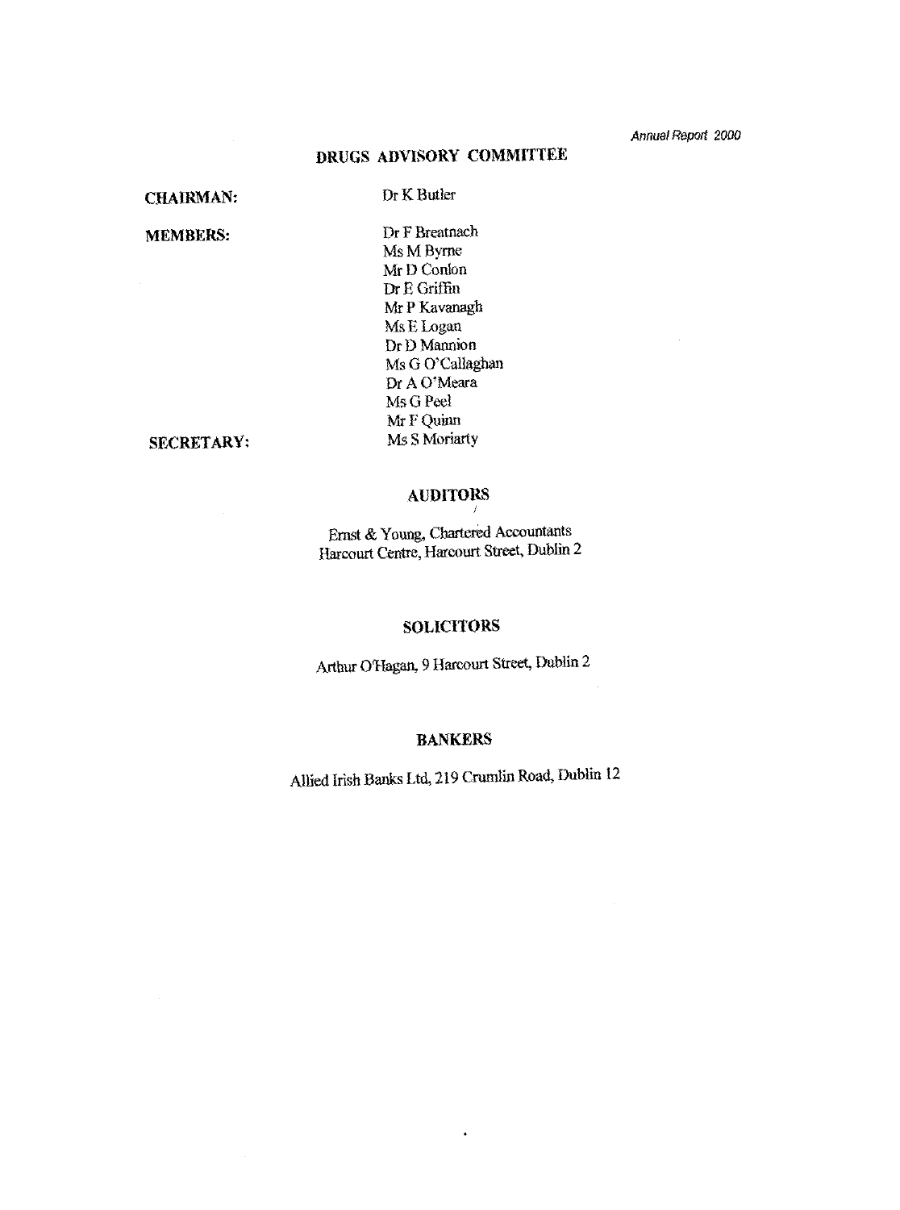## DRUGS ADVISORY COMMITTEE

| | |
|---|---|
| **CHAIRMAN:** | Dr K Butler |
| **MEMBERS:** | Dr F Breatnach |
| | Ms M Byrne |
| | Mr D Conlon |
| | Dr E Griffin |
| | Mr P Kavanagh |
| | Ms E Logan |
| | Dr D Mannion |
| | Ms G O'Callaghan |
| | Dr A O'Meara |
| | Ms G Peel |
| | Mr F Quinn |
| **SECRETARY:** | Ms S Moriarty |

### AUDITORS

Ernst & Young, Chartered Accountants
Harcourt Centre, Harcourt Street, Dublin 2

### SOLICITORS

Arthur O'Hagan, 9 Harcourt Street, Dublin 2

### BANKERS

Allied Irish Banks Ltd, 219 Crumlin Road, Dublin 12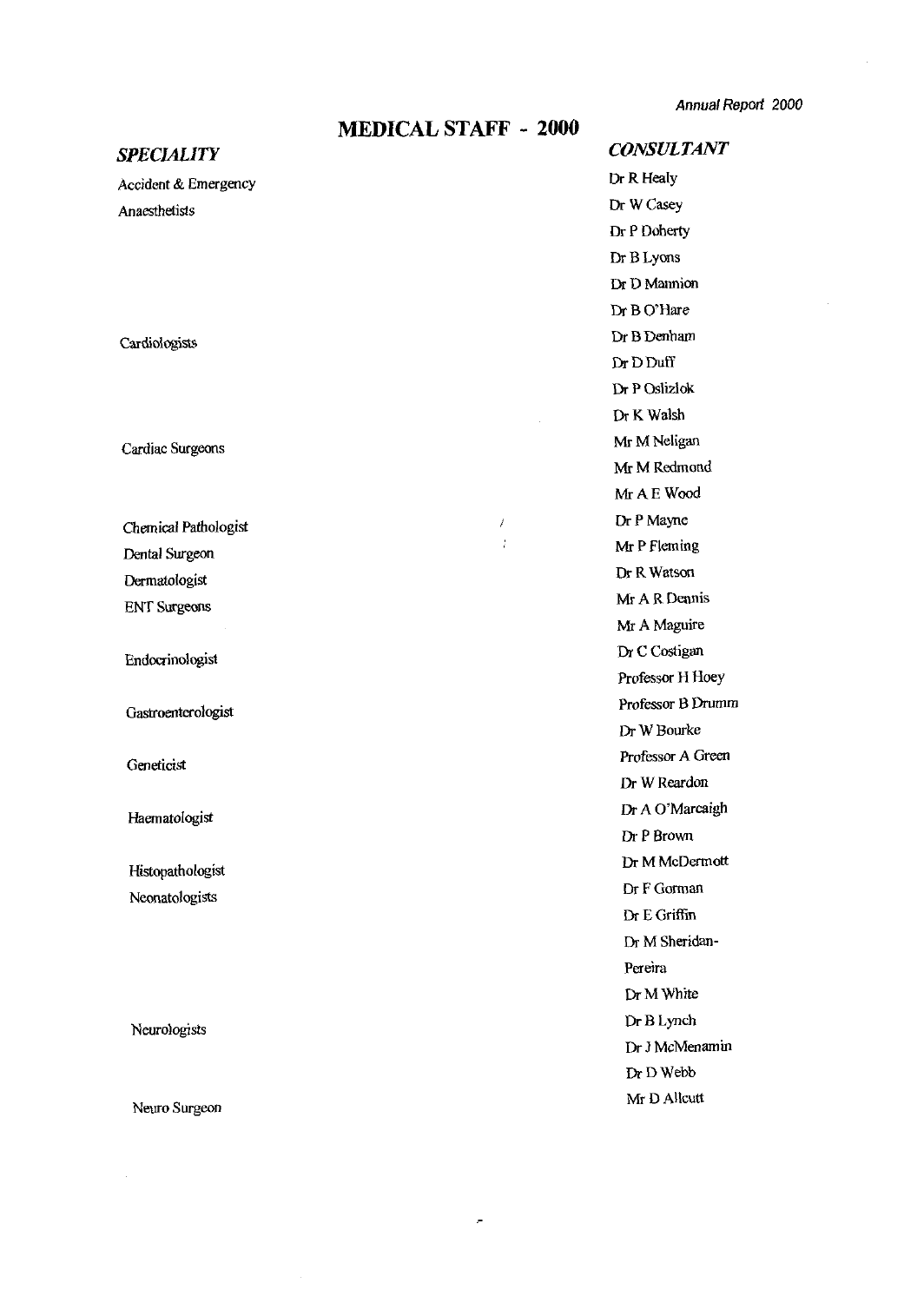# MEDICAL STAFF - 2000

| *SPECIALITY* | *CONSULTANT* |
| --- | --- |
| Accident & Emergency | Dr R Healy |
| Anaesthetists | Dr W Casey |
| | Dr P Doherty |
| | Dr B Lyons |
| | Dr D Mannion |
| | Dr B O'Hare |
| Cardiologists | Dr B Denham |
| | Dr D Duff |
| | Dr P Oslizlok |
| | Dr K Walsh |
| Cardiac Surgeons | Mr M Neligan |
| | Mr M Redmond |
| | Mr A E Wood |
| Chemical Pathologist | Dr P Mayne |
| Dental Surgeon | Mr P Fleming |
| Dermatologist | Dr R Watson |
| ENT Surgeons | Mr A R Dennis |
| | Mr A Maguire |
| Endocrinologist | Dr C Costigan |
| | Professor H Hoey |
| Gastroenterologist | Professor B Drumm |
| | Dr W Bourke |
| Geneticist | Professor A Green |
| | Dr W Reardon |
| Haematologist | Dr A O'Marcaigh |
| | Dr P Brown |
| Histopathologist | Dr M McDermott |
| Neonatologists | Dr F Gorman |
| | Dr E Griffin |
| | Dr M Sheridan-Pereira |
| | Dr M White |
| Neurologists | Dr B Lynch |
| | Dr J McMenamin |
| | Dr D Webb |
| Neuro Surgeon | Mr D Allcutt |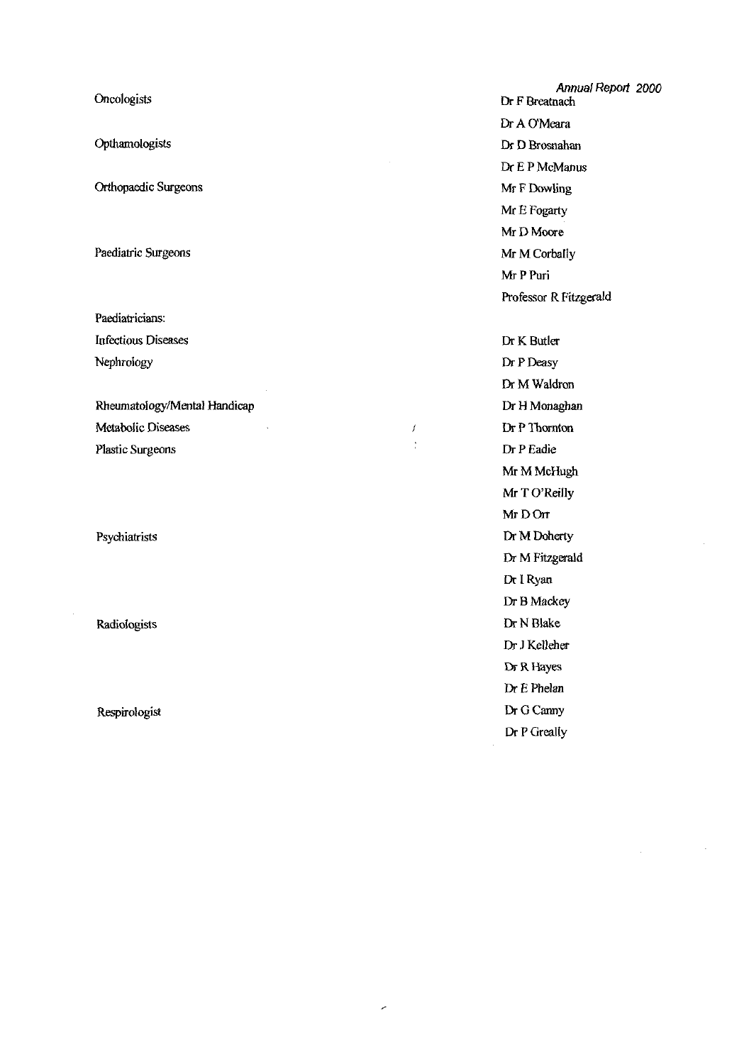| | |
|---|---|
| Oncologists | Dr F Breatnach |
| | Dr A O'Meara |
| Opthamologists | Dr D Brosnahan |
| | Dr E P McManus |
| Orthopaedic Surgeons | Mr F Dowling |
| | Mr E Fogarty |
| | Mr D Moore |
| Paediatric Surgeons | Mr M Corbally |
| | Mr P Puri |
| | Professor R Fitzgerald |
| Paediatricians: | |
| Infectious Diseases | Dr K Butler |
| Nephrology | Dr P Deasy |
| | Dr M Waldron |
| Rheumatology/Mental Handicap | Dr H Monaghan |
| Metabolic Diseases | Dr P Thornton |
| Plastic Surgeons | Dr P Eadie |
| | Mr M McHugh |
| | Mr T O'Reilly |
| | Mr D Orr |
| Psychiatrists | Dr M Doherty |
| | Dr M Fitzgerald |
| | Dr I Ryan |
| | Dr B Mackey |
| Radiologists | Dr N Blake |
| | Dr J Kelleher |
| | Dr R Hayes |
| | Dr E Phelan |
| Respirologist | Dr G Canny |
| | Dr P Greally |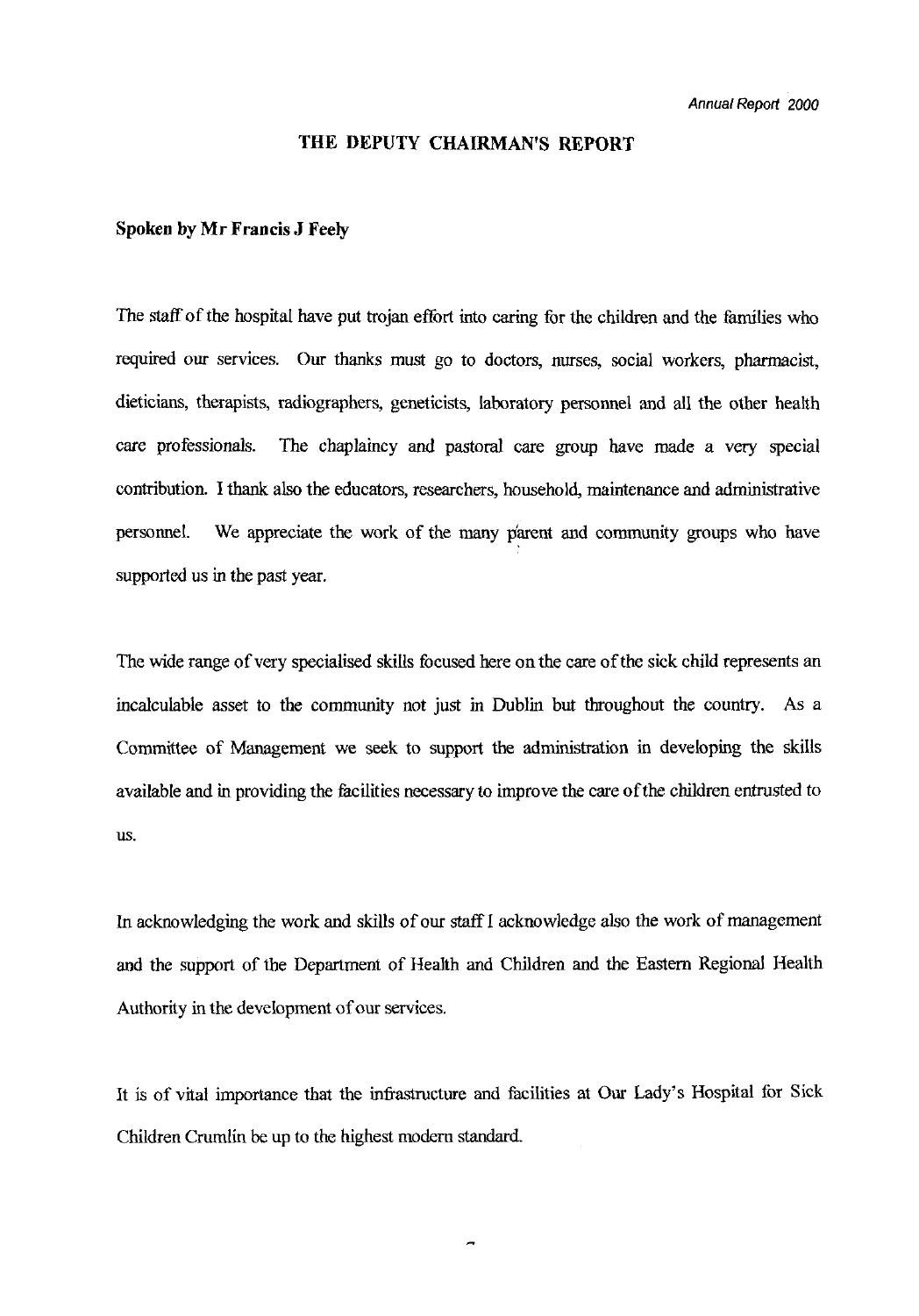# THE DEPUTY CHAIRMAN'S REPORT

**Spoken by Mr Francis J Feely**

The staff of the hospital have put trojan effort into caring for the children and the families who required our services. Our thanks must go to doctors, nurses, social workers, pharmacist, dieticians, therapists, radiographers, geneticists, laboratory personnel and all the other health care professionals. The chaplaincy and pastoral care group have made a very special contribution. I thank also the educators, researchers, household, maintenance and administrative personnel. We appreciate the work of the many parent and community groups who have supported us in the past year.

The wide range of very specialised skills focused here on the care of the sick child represents an incalculable asset to the community not just in Dublin but throughout the country. As a Committee of Management we seek to support the administration in developing the skills available and in providing the facilities necessary to improve the care of the children entrusted to us.

In acknowledging the work and skills of our staff I acknowledge also the work of management and the support of the Department of Health and Children and the Eastern Regional Health Authority in the development of our services.

It is of vital importance that the infrastructure and facilities at Our Lady's Hospital for Sick Children Crumlin be up to the highest modern standard.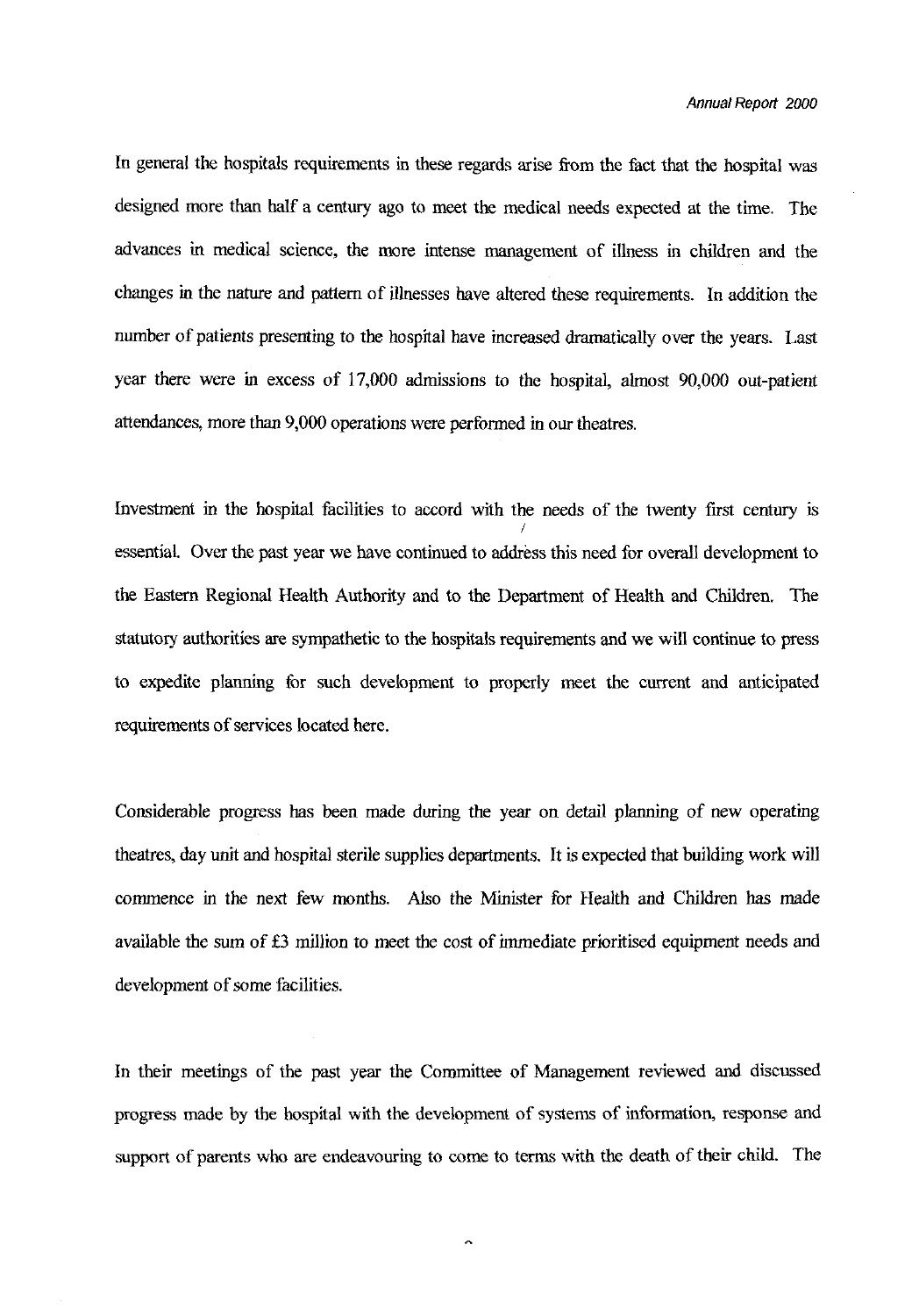In general the hospitals requirements in these regards arise from the fact that the hospital was designed more than half a century ago to meet the medical needs expected at the time. The advances in medical science, the more intense management of illness in children and the changes in the nature and pattern of illnesses have altered these requirements. In addition the number of patients presenting to the hospital have increased dramatically over the years. Last year there were in excess of 17,000 admissions to the hospital, almost 90,000 out-patient attendances, more than 9,000 operations were performed in our theatres.

Investment in the hospital facilities to accord with the needs of the twenty first century is essential. Over the past year we have continued to address this need for overall development to the Eastern Regional Health Authority and to the Department of Health and Children. The statutory authorities are sympathetic to the hospitals requirements and we will continue to press to expedite planning for such development to properly meet the current and anticipated requirements of services located here.

Considerable progress has been made during the year on detail planning of new operating theatres, day unit and hospital sterile supplies departments. It is expected that building work will commence in the next few months. Also the Minister for Health and Children has made available the sum of £3 million to meet the cost of immediate prioritised equipment needs and development of some facilities.

In their meetings of the past year the Committee of Management reviewed and discussed progress made by the hospital with the development of systems of information, response and support of parents who are endeavouring to come to terms with the death of their child. The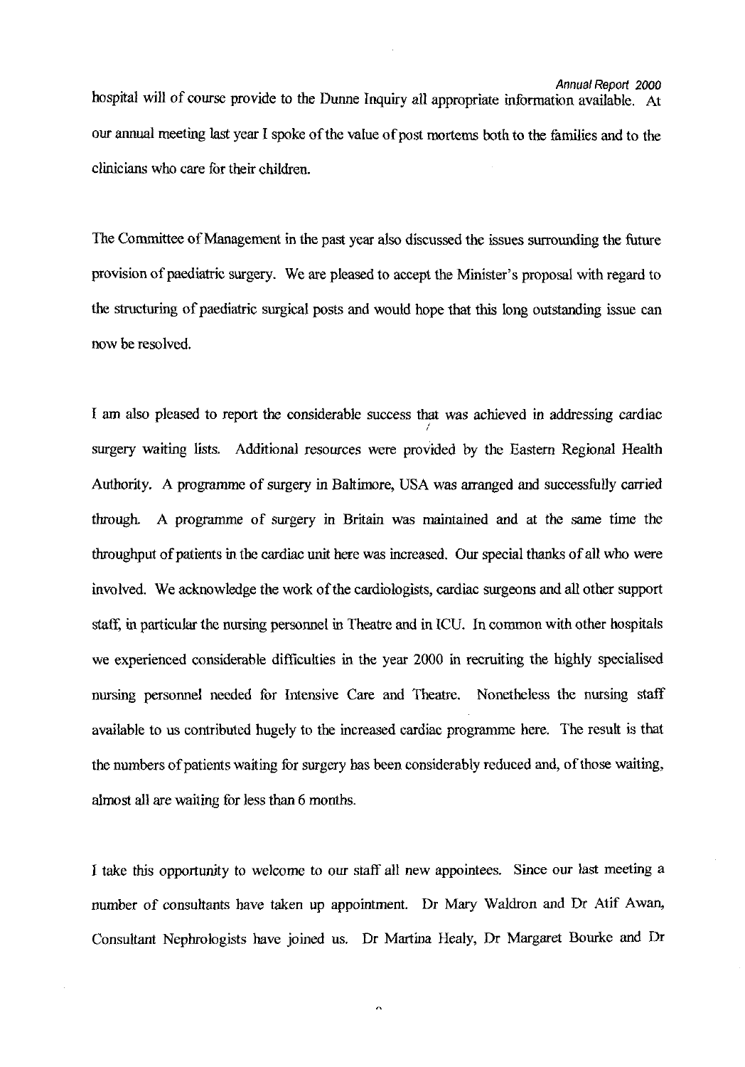hospital will of course provide to the Dunne Inquiry all appropriate information available. At our annual meeting last year I spoke of the value of post mortems both to the families and to the clinicians who care for their children.

The Committee of Management in the past year also discussed the issues surrounding the future provision of paediatric surgery. We are pleased to accept the Minister's proposal with regard to the structuring of paediatric surgical posts and would hope that this long outstanding issue can now be resolved.

I am also pleased to report the considerable success that was achieved in addressing cardiac surgery waiting lists. Additional resources were provided by the Eastern Regional Health Authority. A programme of surgery in Baltimore, USA was arranged and successfully carried through. A programme of surgery in Britain was maintained and at the same time the throughput of patients in the cardiac unit here was increased. Our special thanks of all who were involved. We acknowledge the work of the cardiologists, cardiac surgeons and all other support staff, in particular the nursing personnel in Theatre and in ICU. In common with other hospitals we experienced considerable difficulties in the year 2000 in recruiting the highly specialised nursing personnel needed for Intensive Care and Theatre. Nonetheless the nursing staff available to us contributed hugely to the increased cardiac programme here. The result is that the numbers of patients waiting for surgery has been considerably reduced and, of those waiting, almost all are waiting for less than 6 months.

I take this opportunity to welcome to our staff all new appointees. Since our last meeting a number of consultants have taken up appointment. Dr Mary Waldron and Dr Atif Awan, Consultant Nephrologists have joined us. Dr Martina Healy, Dr Margaret Bourke and Dr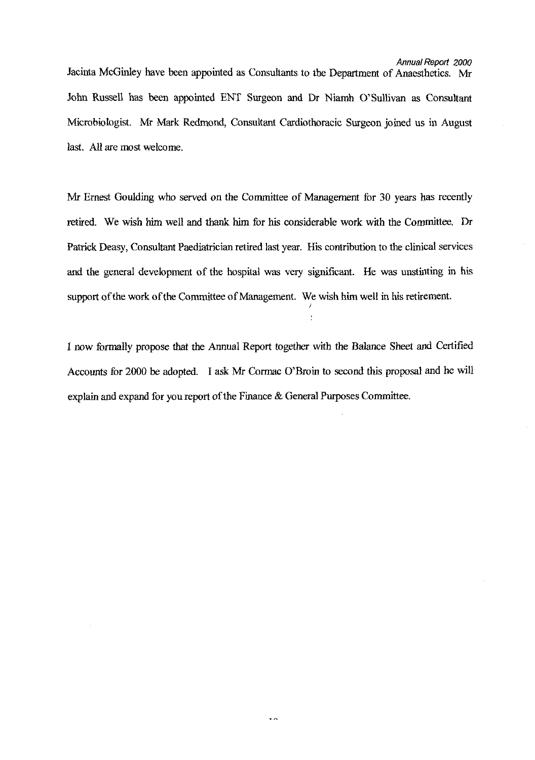Jacinta McGinley have been appointed as Consultants to the Department of Anaesthetics. Mr John Russell has been appointed ENT Surgeon and Dr Niamh O'Sullivan as Consultant Microbiologist. Mr Mark Redmond, Consultant Cardiothoracic Surgeon joined us in August last. All are most welcome.

Mr Ernest Goulding who served on the Committee of Management for 30 years has recently retired. We wish him well and thank him for his considerable work with the Committee. Dr Patrick Deasy, Consultant Paediatrician retired last year. His contribution to the clinical services and the general development of the hospital was very significant. He was unstinting in his support of the work of the Committee of Management. We wish him well in his retirement.

I now formally propose that the Annual Report together with the Balance Sheet and Certified Accounts for 2000 be adopted. I ask Mr Cormac O'Broin to second this proposal and he will explain and expand for you report of the Finance & General Purposes Committee.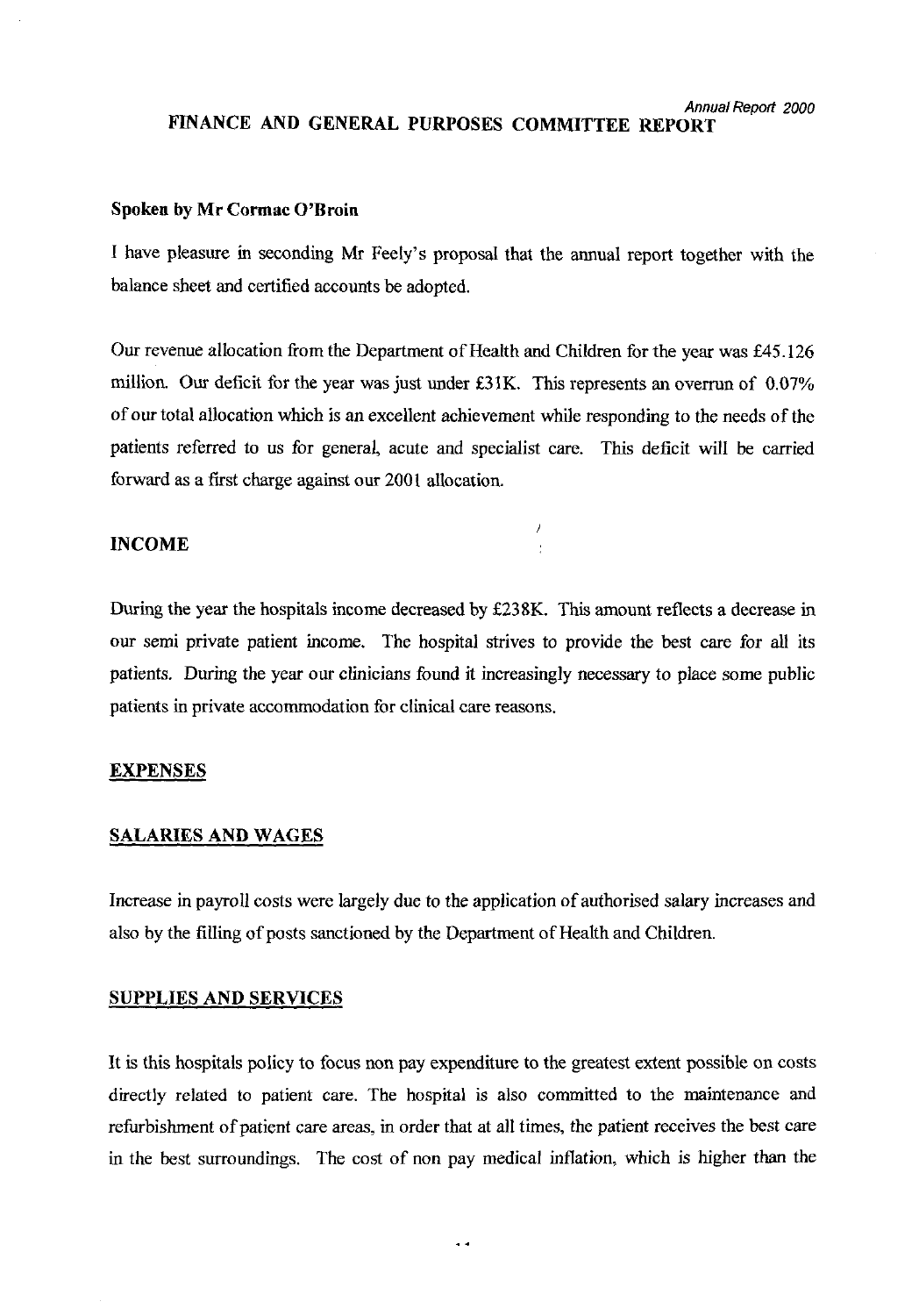# FINANCE AND GENERAL PURPOSES COMMITTEE REPORT

**Spoken by Mr Cormac O'Broin**

I have pleasure in seconding Mr Feely's proposal that the annual report together with the balance sheet and certified accounts be adopted.

Our revenue allocation from the Department of Health and Children for the year was £45.126 million. Our deficit for the year was just under £31K. This represents an overrun of 0.07% of our total allocation which is an excellent achievement while responding to the needs of the patients referred to us for general, acute and specialist care. This deficit will be carried forward as a first charge against our 2001 allocation.

## INCOME

During the year the hospitals income decreased by £238K. This amount reflects a decrease in our semi private patient income. The hospital strives to provide the best care for all its patients. During the year our clinicians found it increasingly necessary to place some public patients in private accommodation for clinical care reasons.

## EXPENSES

### SALARIES AND WAGES

Increase in payroll costs were largely due to the application of authorised salary increases and also by the filling of posts sanctioned by the Department of Health and Children.

### SUPPLIES AND SERVICES

It is this hospitals policy to focus non pay expenditure to the greatest extent possible on costs directly related to patient care. The hospital is also committed to the maintenance and refurbishment of patient care areas, in order that at all times, the patient receives the best care in the best surroundings. The cost of non pay medical inflation, which is higher than the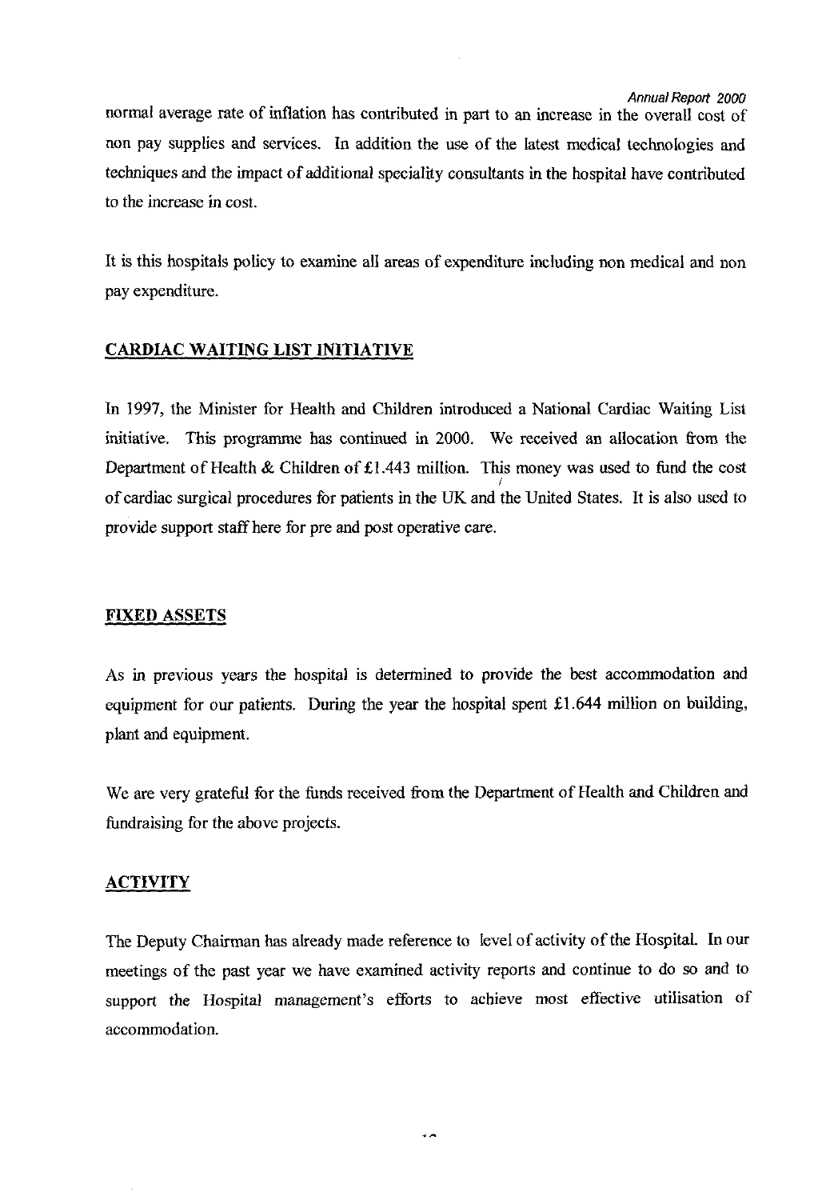normal average rate of inflation has contributed in part to an increase in the overall cost of non pay supplies and services. In addition the use of the latest medical technologies and techniques and the impact of additional speciality consultants in the hospital have contributed to the increase in cost.

It is this hospitals policy to examine all areas of expenditure including non medical and non pay expenditure.

## CARDIAC WAITING LIST INITIATIVE

In 1997, the Minister for Health and Children introduced a National Cardiac Waiting List initiative. This programme has continued in 2000. We received an allocation from the Department of Health & Children of £1.443 million. This money was used to fund the cost of cardiac surgical procedures for patients in the UK and the United States. It is also used to provide support staff here for pre and post operative care.

## FIXED ASSETS

As in previous years the hospital is determined to provide the best accommodation and equipment for our patients. During the year the hospital spent £1.644 million on building, plant and equipment.

We are very grateful for the funds received from the Department of Health and Children and fundraising for the above projects.

## ACTIVITY

The Deputy Chairman has already made reference to level of activity of the Hospital. In our meetings of the past year we have examined activity reports and continue to do so and to support the Hospital management's efforts to achieve most effective utilisation of accommodation.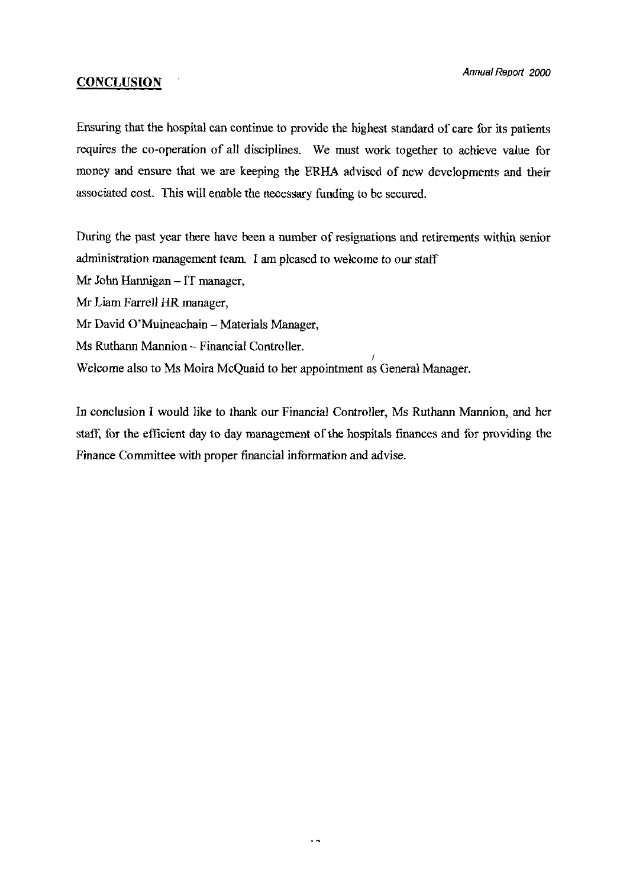## CONCLUSION

Ensuring that the hospital can continue to provide the highest standard of care for its patients requires the co-operation of all disciplines. We must work together to achieve value for money and ensure that we are keeping the ERHA advised of new developments and their associated cost. This will enable the necessary funding to be secured.

During the past year there have been a number of resignations and retirements within senior administration management team. I am pleased to welcome to our staff

Mr John Hannigan – IT manager,

Mr Liam Farrell HR manager,

Mr David O'Muineachain – Materials Manager,

Ms Ruthann Mannion – Financial Controller.

Welcome also to Ms Moira McQuaid to her appointment as General Manager.

In conclusion I would like to thank our Financial Controller, Ms Ruthann Mannion, and her staff, for the efficient day to day management of the hospitals finances and for providing the Finance Committee with proper financial information and advise.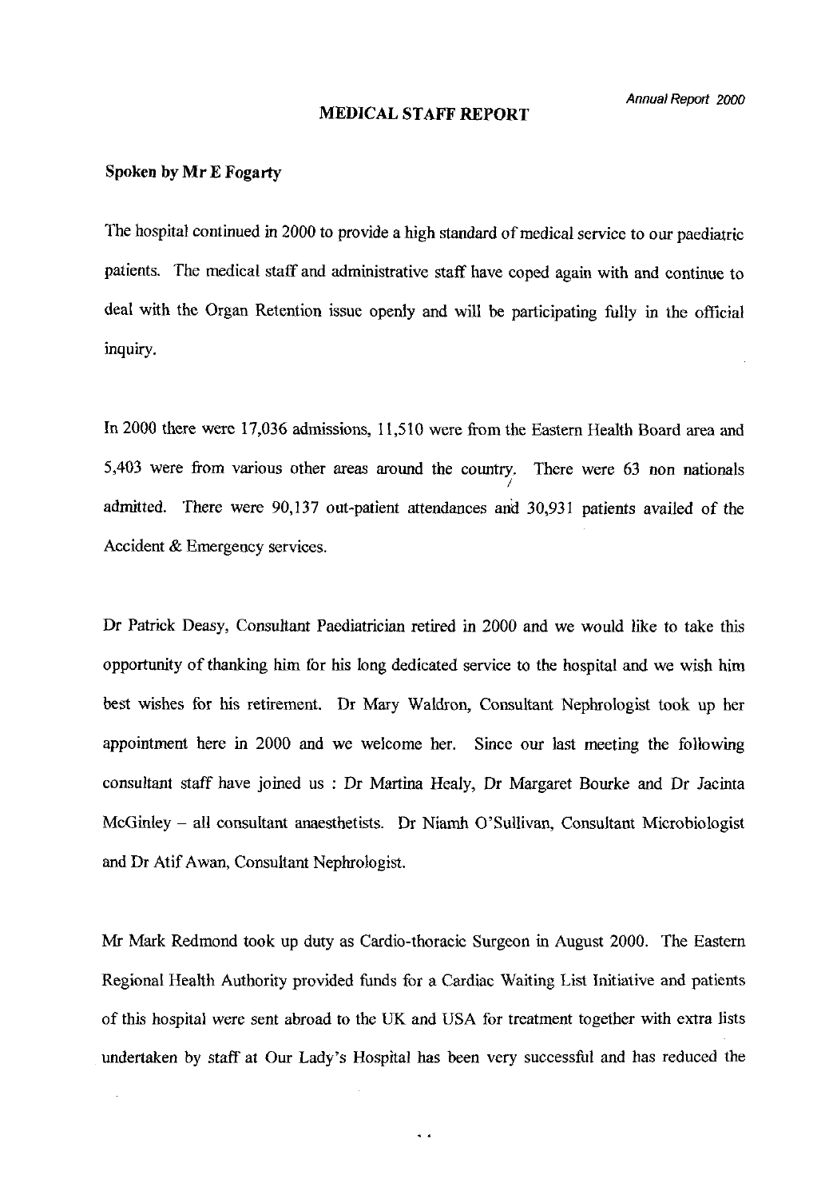## MEDICAL STAFF REPORT

**Spoken by Mr E Fogarty**

The hospital continued in 2000 to provide a high standard of medical service to our paediatric patients. The medical staff and administrative staff have coped again with and continue to deal with the Organ Retention issue openly and will be participating fully in the official inquiry.

In 2000 there were 17,036 admissions, 11,510 were from the Eastern Health Board area and 5,403 were from various other areas around the country. There were 63 non nationals admitted. There were 90,137 out-patient attendances and 30,931 patients availed of the Accident & Emergency services.

Dr Patrick Deasy, Consultant Paediatrician retired in 2000 and we would like to take this opportunity of thanking him for his long dedicated service to the hospital and we wish him best wishes for his retirement. Dr Mary Waldron, Consultant Nephrologist took up her appointment here in 2000 and we welcome her. Since our last meeting the following consultant staff have joined us : Dr Martina Healy, Dr Margaret Bourke and Dr Jacinta McGinley – all consultant anaesthetists. Dr Niamh O'Sullivan, Consultant Microbiologist and Dr Atif Awan, Consultant Nephrologist.

Mr Mark Redmond took up duty as Cardio-thoracic Surgeon in August 2000. The Eastern Regional Health Authority provided funds for a Cardiac Waiting List Initiative and patients of this hospital were sent abroad to the UK and USA for treatment together with extra lists undertaken by staff at Our Lady's Hospital has been very successful and has reduced the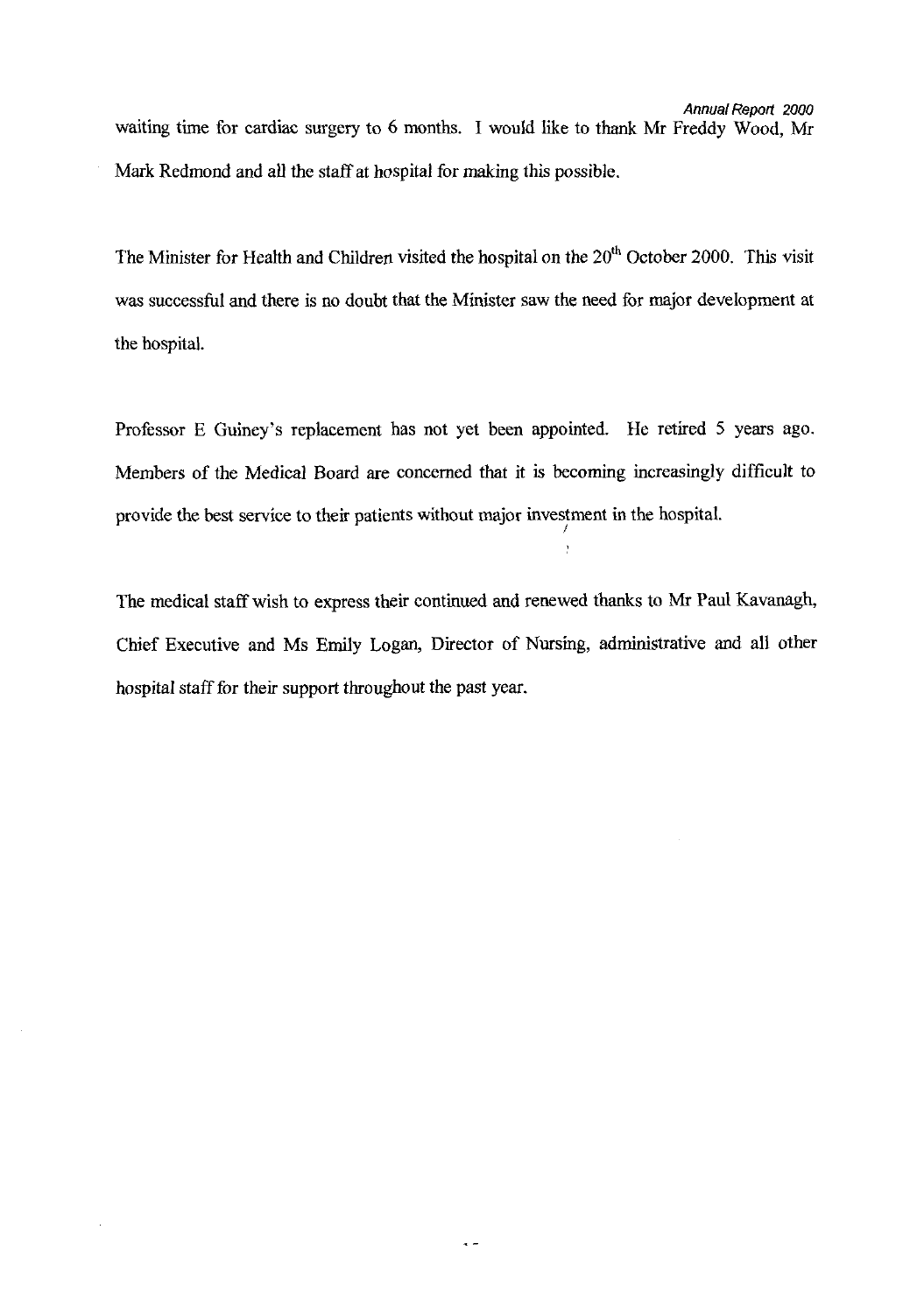waiting time for cardiac surgery to 6 months. I would like to thank Mr Freddy Wood, Mr Mark Redmond and all the staff at hospital for making this possible.

The Minister for Health and Children visited the hospital on the 20th October 2000. This visit was successful and there is no doubt that the Minister saw the need for major development at the hospital.

Professor E Guiney's replacement has not yet been appointed. He retired 5 years ago. Members of the Medical Board are concerned that it is becoming increasingly difficult to provide the best service to their patients without major investment in the hospital.

The medical staff wish to express their continued and renewed thanks to Mr Paul Kavanagh, Chief Executive and Ms Emily Logan, Director of Nursing, administrative and all other hospital staff for their support throughout the past year.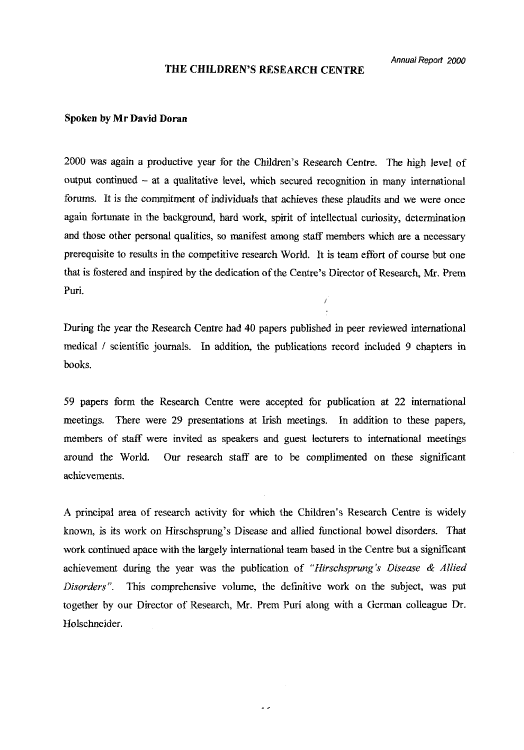# THE CHILDREN'S RESEARCH CENTRE

**Spoken by Mr David Doran**

2000 was again a productive year for the Children's Research Centre. The high level of output continued – at a qualitative level, which secured recognition in many international forums. It is the commitment of individuals that achieves these plaudits and we were once again fortunate in the background, hard work, spirit of intellectual curiosity, determination and those other personal qualities, so manifest among staff members which are a necessary prerequisite to results in the competitive research World. It is team effort of course but one that is fostered and inspired by the dedication of the Centre's Director of Research, Mr. Prem Puri.

During the year the Research Centre had 40 papers published in peer reviewed international medical / scientific journals. In addition, the publications record included 9 chapters in books.

59 papers form the Research Centre were accepted for publication at 22 international meetings. There were 29 presentations at Irish meetings. In addition to these papers, members of staff were invited as speakers and guest lecturers to international meetings around the World. Our research staff are to be complimented on these significant achievements.

A principal area of research activity for which the Children's Research Centre is widely known, is its work on Hirschsprung's Disease and allied functional bowel disorders. That work continued apace with the largely international team based in the Centre but a significant achievement during the year was the publication of *"Hirschsprung's Disease & Allied Disorders"*. This comprehensive volume, the definitive work on the subject, was put together by our Director of Research, Mr. Prem Puri along with a German colleague Dr. Holschneider.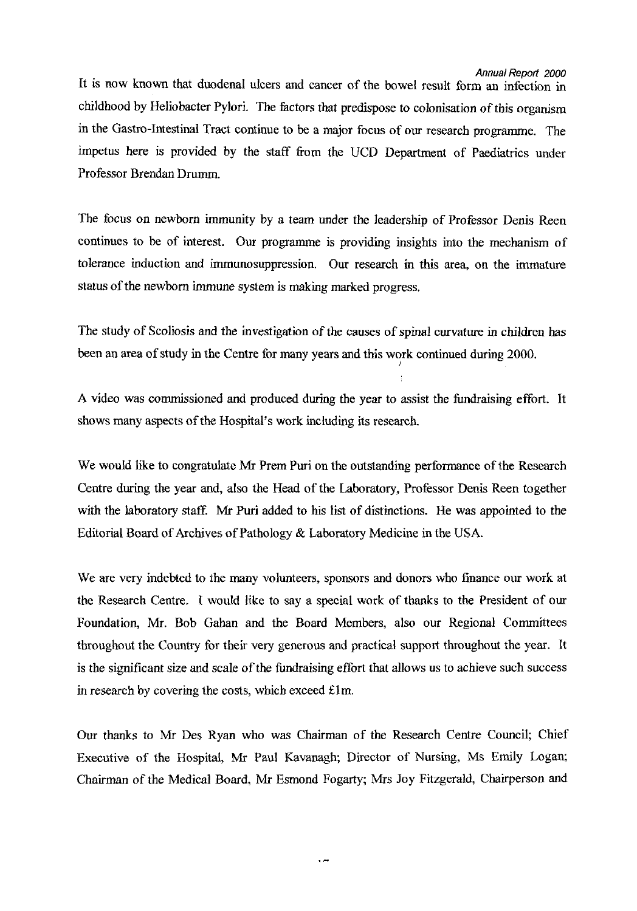It is now known that duodenal ulcers and cancer of the bowel result form an infection in childhood by Heliobacter Pylori. The factors that predispose to colonisation of this organism in the Gastro-Intestinal Tract continue to be a major focus of our research programme. The impetus here is provided by the staff from the UCD Department of Paediatrics under Professor Brendan Drumm.

The focus on newborn immunity by a team under the leadership of Professor Denis Reen continues to be of interest. Our programme is providing insights into the mechanism of tolerance induction and immunosuppression. Our research in this area, on the immature status of the newborn immune system is making marked progress.

The study of Scoliosis and the investigation of the causes of spinal curvature in children has been an area of study in the Centre for many years and this work continued during 2000.

A video was commissioned and produced during the year to assist the fundraising effort. It shows many aspects of the Hospital's work including its research.

We would like to congratulate Mr Prem Puri on the outstanding performance of the Research Centre during the year and, also the Head of the Laboratory, Professor Denis Reen together with the laboratory staff. Mr Puri added to his list of distinctions. He was appointed to the Editorial Board of Archives of Pathology & Laboratory Medicine in the USA.

We are very indebted to the many volunteers, sponsors and donors who finance our work at the Research Centre. I would like to say a special work of thanks to the President of our Foundation, Mr. Bob Gahan and the Board Members, also our Regional Committees throughout the Country for their very generous and practical support throughout the year. It is the significant size and scale of the fundraising effort that allows us to achieve such success in research by covering the costs, which exceed £1m.

Our thanks to Mr Des Ryan who was Chairman of the Research Centre Council; Chief Executive of the Hospital, Mr Paul Kavanagh; Director of Nursing, Ms Emily Logan; Chairman of the Medical Board, Mr Esmond Fogarty; Mrs Joy Fitzgerald, Chairperson and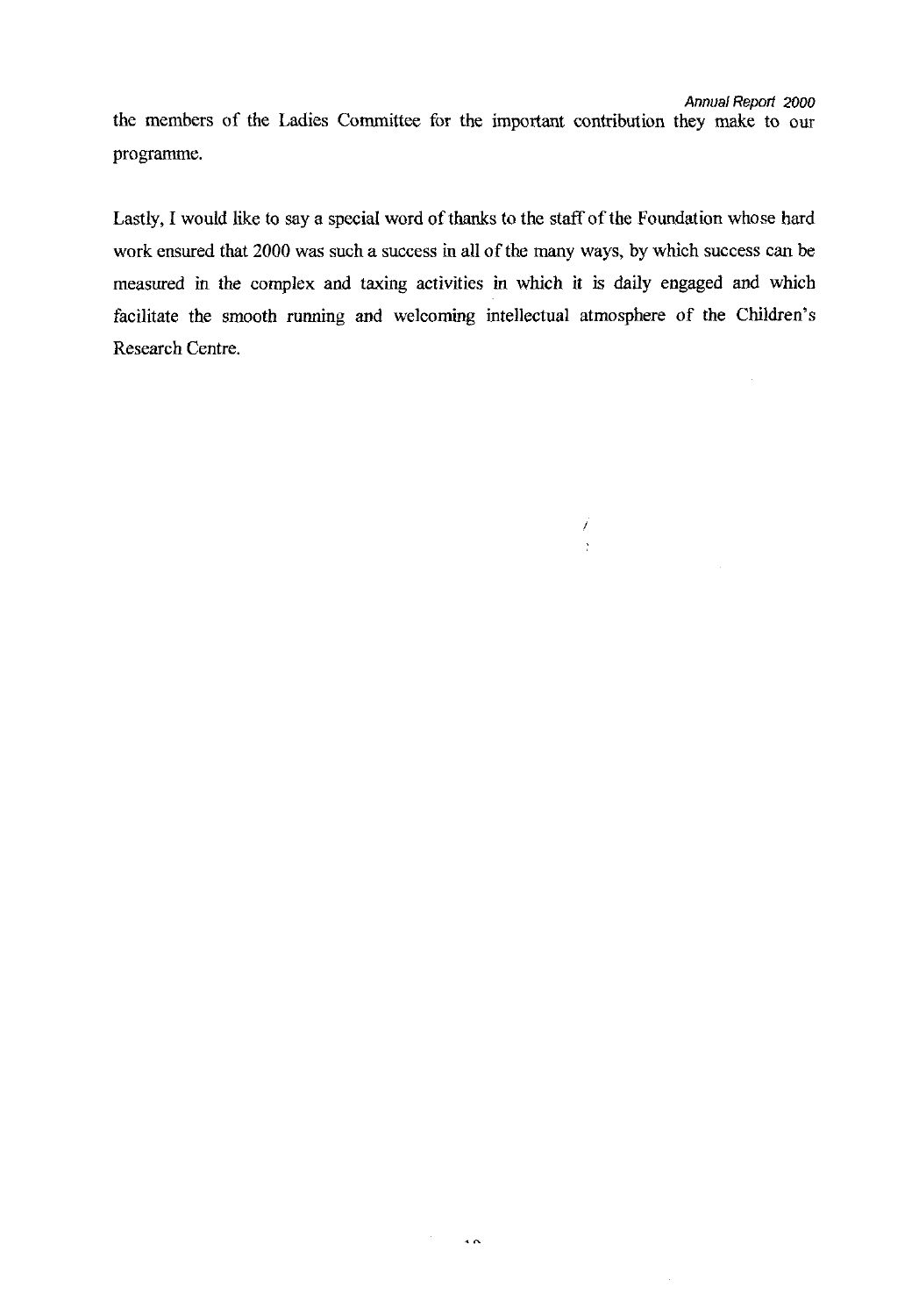the members of the Ladies Committee for the important contribution they make to our programme.

Lastly, I would like to say a special word of thanks to the staff of the Foundation whose hard work ensured that 2000 was such a success in all of the many ways, by which success can be measured in the complex and taxing activities in which it is daily engaged and which facilitate the smooth running and welcoming intellectual atmosphere of the Children's Research Centre.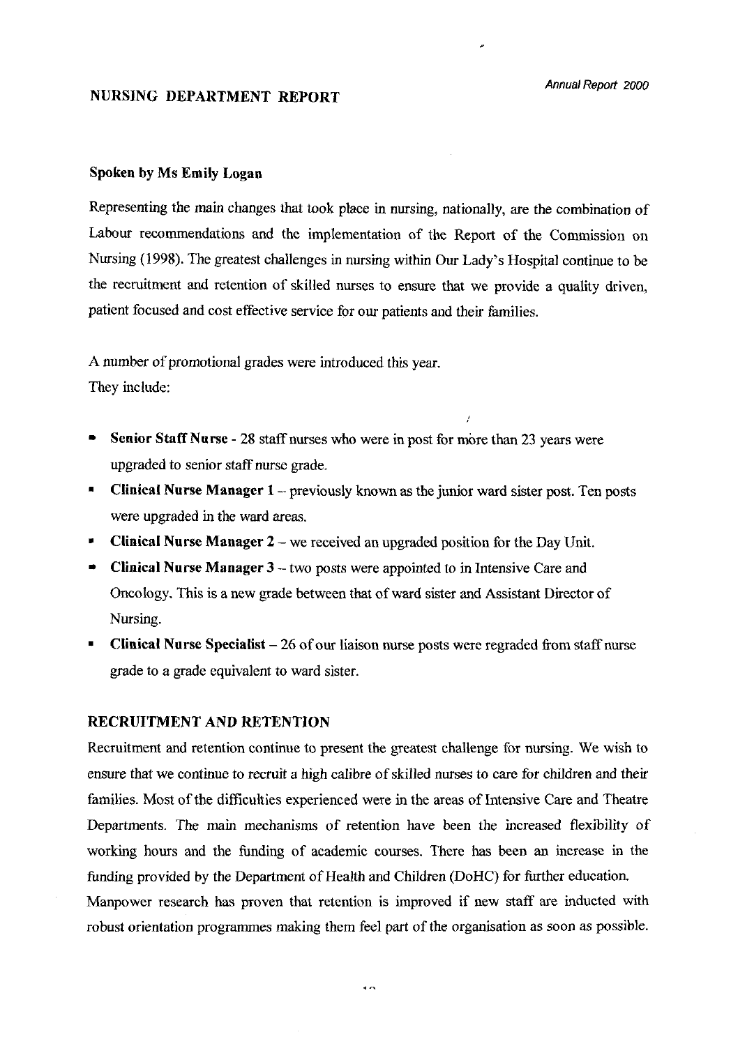## NURSING DEPARTMENT REPORT

**Spoken by Ms Emily Logan**

Representing the main changes that took place in nursing, nationally, are the combination of Labour recommendations and the implementation of the Report of the Commission on Nursing (1998). The greatest challenges in nursing within Our Lady's Hospital continue to be the recruitment and retention of skilled nurses to ensure that we provide a quality driven, patient focused and cost effective service for our patients and their families.

A number of promotional grades were introduced this year.
They include:

- **Senior Staff Nurse** - 28 staff nurses who were in post for more than 23 years were upgraded to senior staff nurse grade.
- **Clinical Nurse Manager 1** – previously known as the junior ward sister post. Ten posts were upgraded in the ward areas.
- **Clinical Nurse Manager 2** – we received an upgraded position for the Day Unit.
- **Clinical Nurse Manager 3** – two posts were appointed to in Intensive Care and Oncology. This is a new grade between that of ward sister and Assistant Director of Nursing.
- **Clinical Nurse Specialist** – 26 of our liaison nurse posts were regraded from staff nurse grade to a grade equivalent to ward sister.

### RECRUITMENT AND RETENTION

Recruitment and retention continue to present the greatest challenge for nursing. We wish to ensure that we continue to recruit a high calibre of skilled nurses to care for children and their families. Most of the difficulties experienced were in the areas of Intensive Care and Theatre Departments. The main mechanisms of retention have been the increased flexibility of working hours and the funding of academic courses. There has been an increase in the funding provided by the Department of Health and Children (DoHC) for further education.
Manpower research has proven that retention is improved if new staff are inducted with robust orientation programmes making them feel part of the organisation as soon as possible.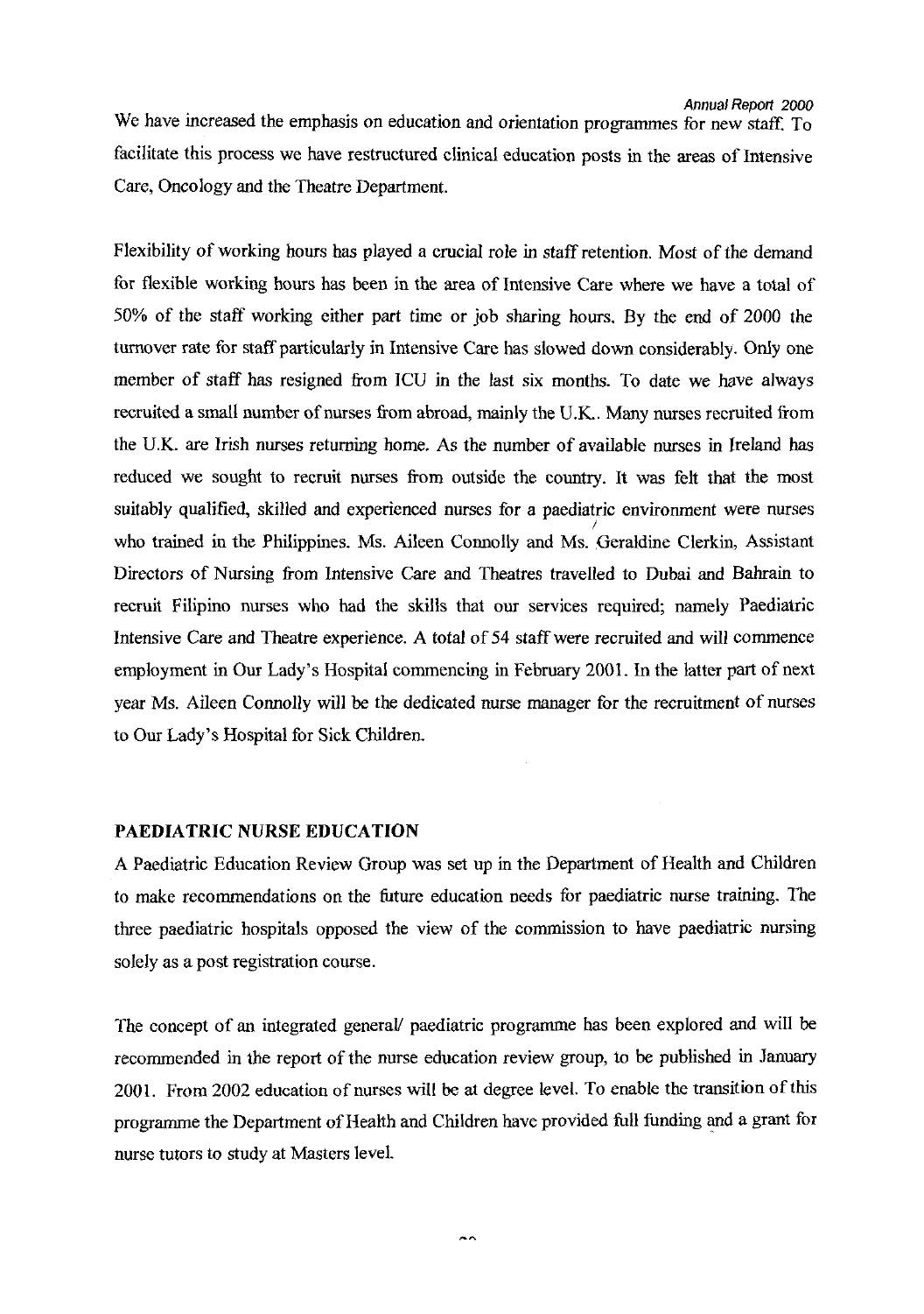We have increased the emphasis on education and orientation programmes for new staff. To facilitate this process we have restructured clinical education posts in the areas of Intensive Care, Oncology and the Theatre Department.

Flexibility of working hours has played a crucial role in staff retention. Most of the demand for flexible working hours has been in the area of Intensive Care where we have a total of 50% of the staff working either part time or job sharing hours. By the end of 2000 the turnover rate for staff particularly in Intensive Care has slowed down considerably. Only one member of staff has resigned from ICU in the last six months. To date we have always recruited a small number of nurses from abroad, mainly the U.K.. Many nurses recruited from the U.K. are Irish nurses returning home. As the number of available nurses in Ireland has reduced we sought to recruit nurses from outside the country. It was felt that the most suitably qualified, skilled and experienced nurses for a paediatric environment were nurses who trained in the Philippines. Ms. Aileen Connolly and Ms. Geraldine Clerkin, Assistant Directors of Nursing from Intensive Care and Theatres travelled to Dubai and Bahrain to recruit Filipino nurses who had the skills that our services required; namely Paediatric Intensive Care and Theatre experience. A total of 54 staff were recruited and will commence employment in Our Lady's Hospital commencing in February 2001. In the latter part of next year Ms. Aileen Connolly will be the dedicated nurse manager for the recruitment of nurses to Our Lady's Hospital for Sick Children.

## PAEDIATRIC NURSE EDUCATION

A Paediatric Education Review Group was set up in the Department of Health and Children to make recommendations on the future education needs for paediatric nurse training. The three paediatric hospitals opposed the view of the commission to have paediatric nursing solely as a post registration course.

The concept of an integrated general/ paediatric programme has been explored and will be recommended in the report of the nurse education review group, to be published in January 2001. From 2002 education of nurses will be at degree level. To enable the transition of this programme the Department of Health and Children have provided full funding and a grant for nurse tutors to study at Masters level.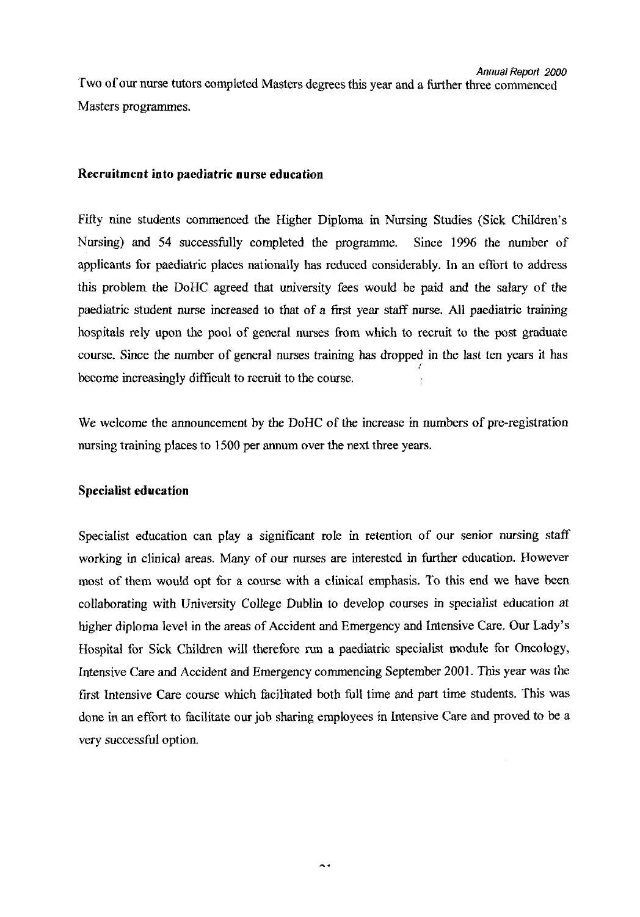Two of our nurse tutors completed Masters degrees this year and a further three commenced Masters programmes.

### Recruitment into paediatric nurse education

Fifty nine students commenced the Higher Diploma in Nursing Studies (Sick Children's Nursing) and 54 successfully completed the programme. Since 1996 the number of applicants for paediatric places nationally has reduced considerably. In an effort to address this problem the DoHC agreed that university fees would be paid and the salary of the paediatric student nurse increased to that of a first year staff nurse. All paediatric training hospitals rely upon the pool of general nurses from which to recruit to the post graduate course. Since the number of general nurses training has dropped in the last ten years it has become increasingly difficult to recruit to the course.

We welcome the announcement by the DoHC of the increase in numbers of pre-registration nursing training places to 1500 per annum over the next three years.

### Specialist education

Specialist education can play a significant role in retention of our senior nursing staff working in clinical areas. Many of our nurses are interested in further education. However most of them would opt for a course with a clinical emphasis. To this end we have been collaborating with University College Dublin to develop courses in specialist education at higher diploma level in the areas of Accident and Emergency and Intensive Care. Our Lady's Hospital for Sick Children will therefore run a paediatric specialist module for Oncology, Intensive Care and Accident and Emergency commencing September 2001. This year was the first Intensive Care course which facilitated both full time and part time students. This was done in an effort to facilitate our job sharing employees in Intensive Care and proved to be a very successful option.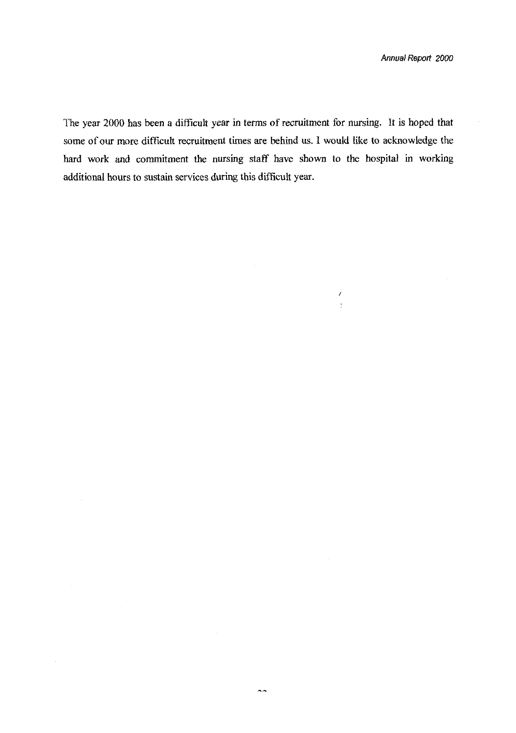The year 2000 has been a difficult year in terms of recruitment for nursing. It is hoped that some of our more difficult recruitment times are behind us. I would like to acknowledge the hard work and commitment the nursing staff have shown to the hospital in working additional hours to sustain services during this difficult year.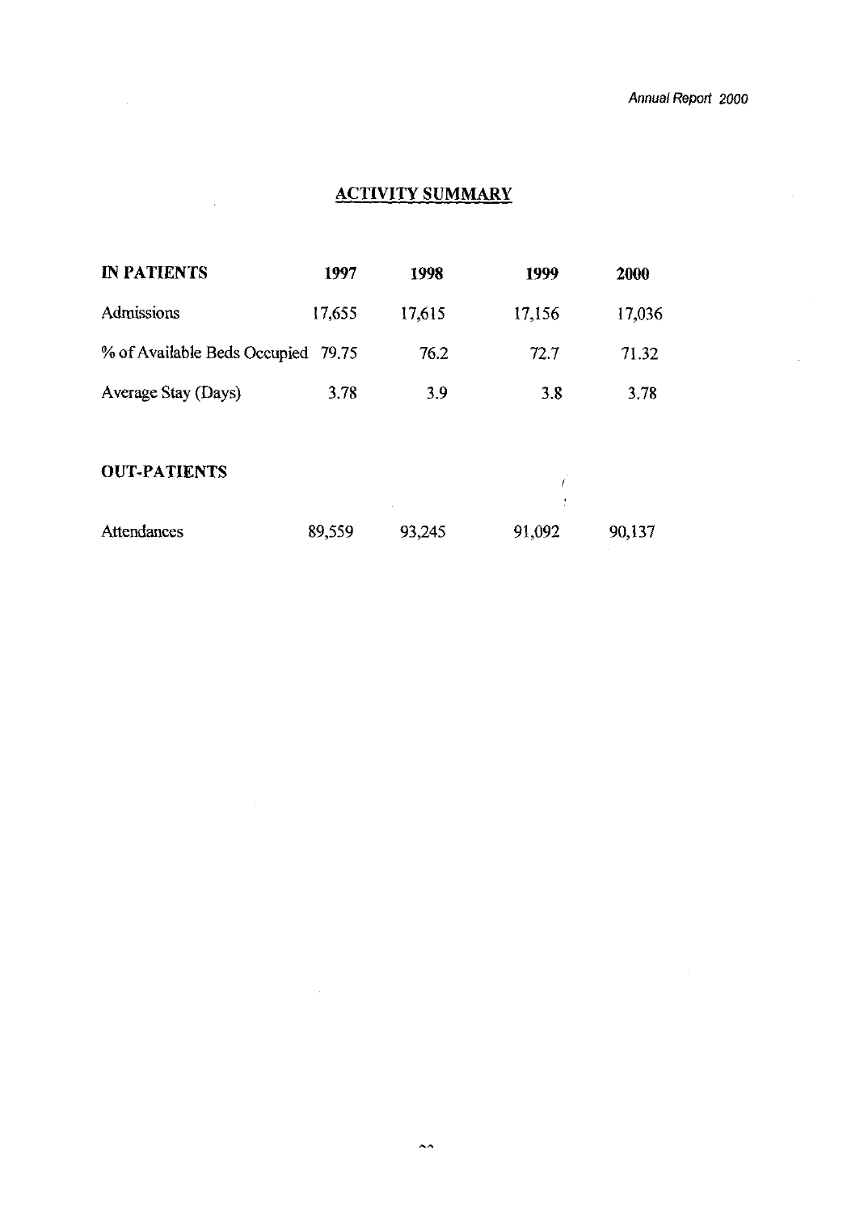## ACTIVITY SUMMARY

| IN PATIENTS | 1997 | 1998 | 1999 | 2000 |
|---|---|---|---|---|
| Admissions | 17,655 | 17,615 | 17,156 | 17,036 |
| % of Available Beds Occupied | 79.75 | 76.2 | 72.7 | 71.32 |
| Average Stay (Days) | 3.78 | 3.9 | 3.8 | 3.78 |

| OUT-PATIENTS | | | | |
|---|---|---|---|---|
| Attendances | 89,559 | 93,245 | 91,092 | 90,137 |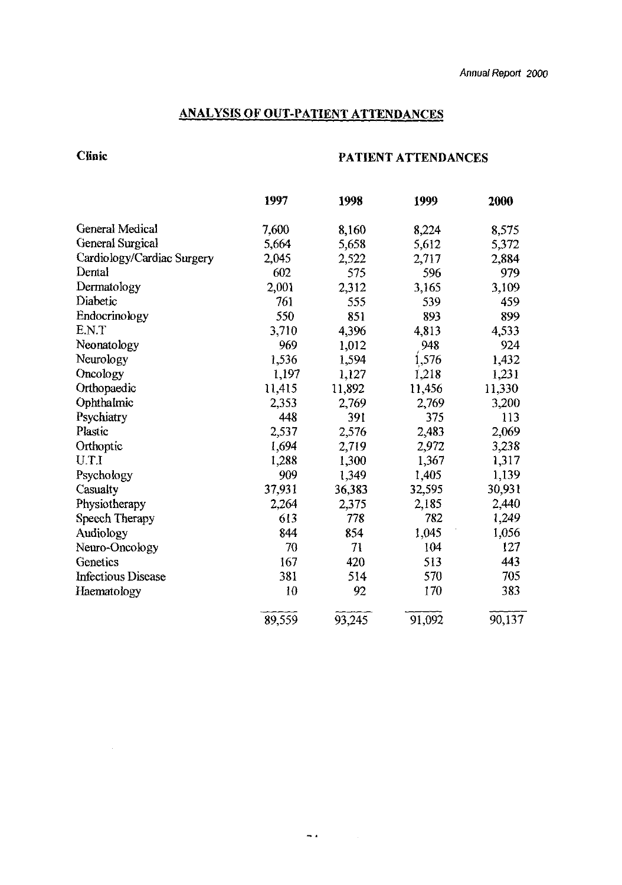## ANALYSIS OF OUT-PATIENT ATTENDANCES

| Clinic | PATIENT ATTENDANCES | | | |
|---|---|---|---|---|
| | 1997 | 1998 | 1999 | 2000 |
| General Medical | 7,600 | 8,160 | 8,224 | 8,575 |
| General Surgical | 5,664 | 5,658 | 5,612 | 5,372 |
| Cardiology/Cardiac Surgery | 2,045 | 2,522 | 2,717 | 2,884 |
| Dental | 602 | 575 | 596 | 979 |
| Dermatology | 2,001 | 2,312 | 3,165 | 3,109 |
| Diabetic | 761 | 555 | 539 | 459 |
| Endocrinology | 550 | 851 | 893 | 899 |
| E.N.T | 3,710 | 4,396 | 4,813 | 4,533 |
| Neonatology | 969 | 1,012 | 948 | 924 |
| Neurology | 1,536 | 1,594 | 1,576 | 1,432 |
| Oncology | 1,197 | 1,127 | 1,218 | 1,231 |
| Orthopaedic | 11,415 | 11,892 | 11,456 | 11,330 |
| Ophthalmic | 2,353 | 2,769 | 2,769 | 3,200 |
| Psychiatry | 448 | 391 | 375 | 113 |
| Plastic | 2,537 | 2,576 | 2,483 | 2,069 |
| Orthoptic | 1,694 | 2,719 | 2,972 | 3,238 |
| U.T.I | 1,288 | 1,300 | 1,367 | 1,317 |
| Psychology | 909 | 1,349 | 1,405 | 1,139 |
| Casualty | 37,931 | 36,383 | 32,595 | 30,931 |
| Physiotherapy | 2,264 | 2,375 | 2,185 | 2,440 |
| Speech Therapy | 613 | 778 | 782 | 1,249 |
| Audiology | 844 | 854 | 1,045 | 1,056 |
| Neuro-Oncology | 70 | 71 | 104 | 127 |
| Genetics | 167 | 420 | 513 | 443 |
| Infectious Disease | 381 | 514 | 570 | 705 |
| Haematology | 10 | 92 | 170 | 383 |
| | 89,559 | 93,245 | 91,092 | 90,137 |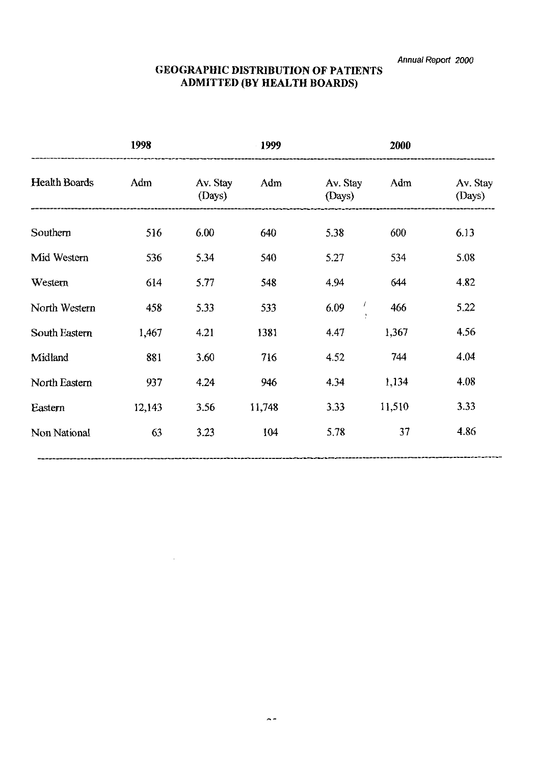## GEOGRAPHIC DISTRIBUTION OF PATIENTS ADMITTED (BY HEALTH BOARDS)

| | 1998 | | 1999 | | 2000 | |
|---|---|---|---|---|---|---|
| Health Boards | Adm | Av. Stay (Days) | Adm | Av. Stay (Days) | Adm | Av. Stay (Days) |
| Southern | 516 | 6.00 | 640 | 5.38 | 600 | 6.13 |
| Mid Western | 536 | 5.34 | 540 | 5.27 | 534 | 5.08 |
| Western | 614 | 5.77 | 548 | 4.94 | 644 | 4.82 |
| North Western | 458 | 5.33 | 533 | 6.09 | 466 | 5.22 |
| South Eastern | 1,467 | 4.21 | 1381 | 4.47 | 1,367 | 4.56 |
| Midland | 881 | 3.60 | 716 | 4.52 | 744 | 4.04 |
| North Eastern | 937 | 4.24 | 946 | 4.34 | 1,134 | 4.08 |
| Eastern | 12,143 | 3.56 | 11,748 | 3.33 | 11,510 | 3.33 |
| Non National | 63 | 3.23 | 104 | 5.78 | 37 | 4.86 |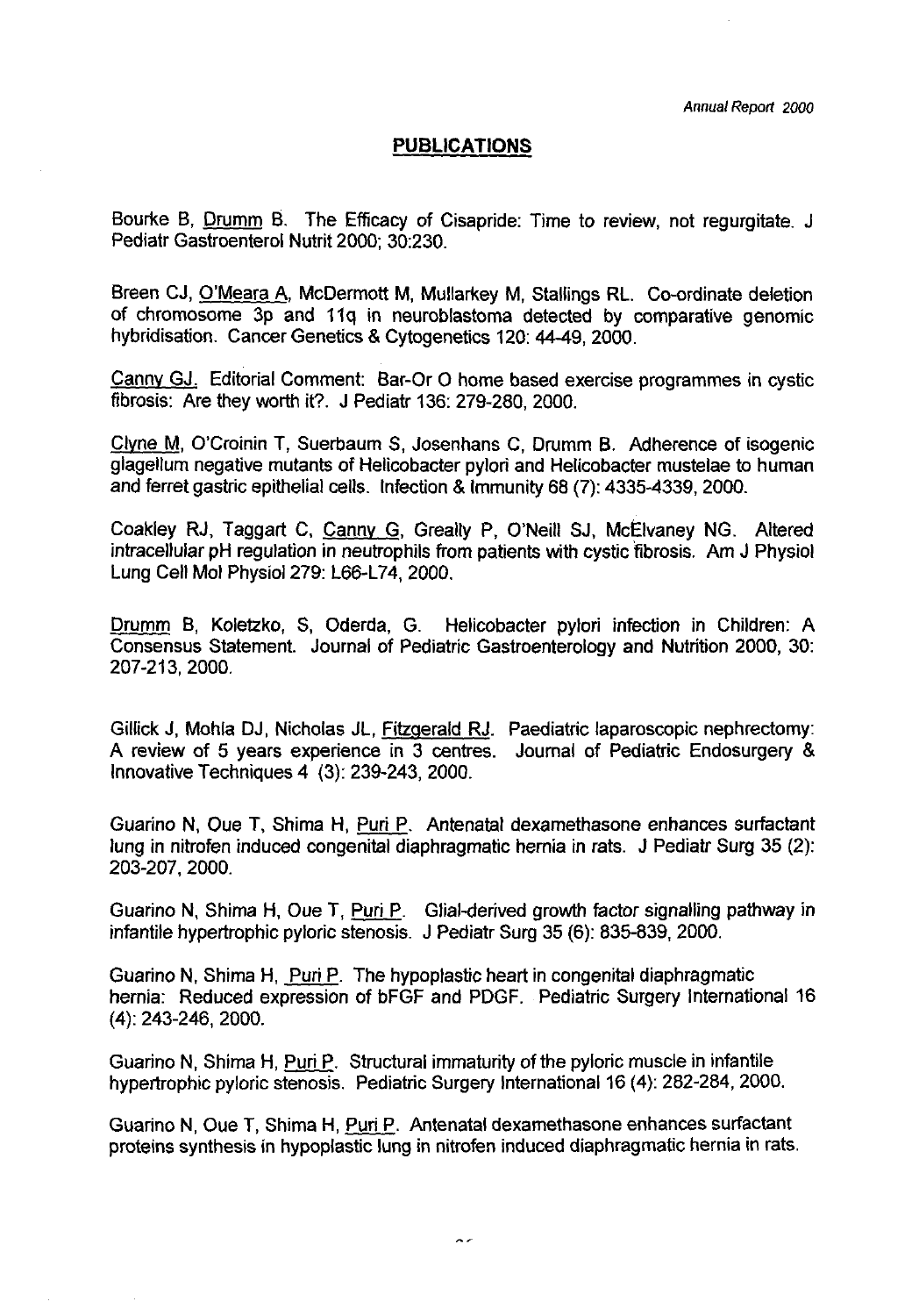## PUBLICATIONS

Bourke B, Drumm B. The Efficacy of Cisapride: Time to review, not regurgitate. J Pediatr Gastroenterol Nutrit 2000; 30:230.

Breen CJ, O'Meara A, McDermott M, Mullarkey M, Stallings RL. Co-ordinate deletion of chromosome 3p and 11q in neuroblastoma detected by comparative genomic hybridisation. Cancer Genetics & Cytogenetics 120: 44-49, 2000.

Canny GJ. Editorial Comment: Bar-Or O home based exercise programmes in cystic fibrosis: Are they worth it?. J Pediatr 136: 279-280, 2000.

Clyne M, O'Croinin T, Suerbaum S, Josenhans C, Drumm B. Adherence of isogenic glagellum negative mutants of Helicobacter pylori and Helicobacter mustelae to human and ferret gastric epithelial cells. Infection & Immunity 68 (7): 4335-4339, 2000.

Coakley RJ, Taggart C, Canny G, Greally P, O'Neill SJ, McElvaney NG. Altered intracellular pH regulation in neutrophils from patients with cystic fibrosis. Am J Physiol Lung Cell Mol Physiol 279: L66-L74, 2000.

Drumm B, Koletzko, S, Oderda, G. Helicobacter pylori infection in Children: A Consensus Statement. Journal of Pediatric Gastroenterology and Nutrition 2000, 30: 207-213, 2000.

Gillick J, Mohla DJ, Nicholas JL, Fitzgerald RJ. Paediatric laparoscopic nephrectomy: A review of 5 years experience in 3 centres. Journal of Pediatric Endosurgery & Innovative Techniques 4 (3): 239-243, 2000.

Guarino N, Oue T, Shima H, Puri P. Antenatal dexamethasone enhances surfactant lung in nitrofen induced congenital diaphragmatic hernia in rats. J Pediatr Surg 35 (2): 203-207, 2000.

Guarino N, Shima H, Oue T, Puri P. Glial-derived growth factor signalling pathway in infantile hypertrophic pyloric stenosis. J Pediatr Surg 35 (6): 835-839, 2000.

Guarino N, Shima H, Puri P. The hypoplastic heart in congenital diaphragmatic hernia: Reduced expression of bFGF and PDGF. Pediatric Surgery International 16 (4): 243-246, 2000.

Guarino N, Shima H, Puri P. Structural immaturity of the pyloric muscle in infantile hypertrophic pyloric stenosis. Pediatric Surgery International 16 (4): 282-284, 2000.

Guarino N, Oue T, Shima H, Puri P. Antenatal dexamethasone enhances surfactant proteins synthesis in hypoplastic lung in nitrofen induced diaphragmatic hernia in rats.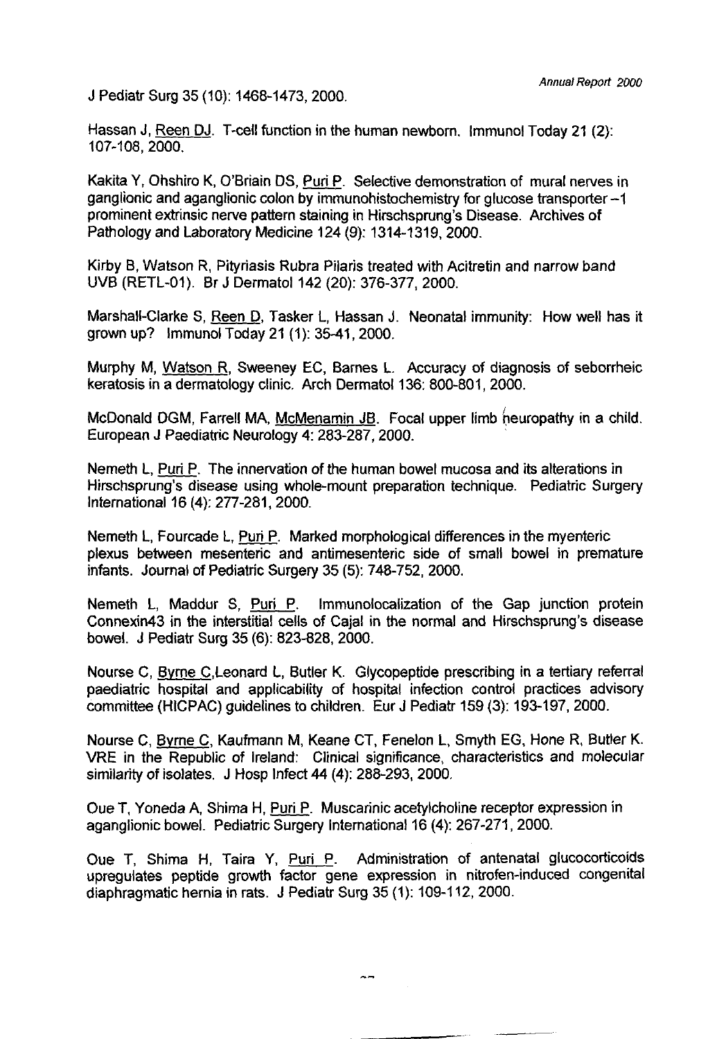J Pediatr Surg 35 (10): 1468-1473, 2000.

Hassan J, Reen DJ. T-cell function in the human newborn. Immunol Today 21 (2): 107-108, 2000.

Kakita Y, Ohshiro K, O'Briain DS, Puri P. Selective demonstration of mural nerves in ganglionic and aganglionic colon by immunohistochemistry for glucose transporter –1 prominent extrinsic nerve pattern staining in Hirschsprung's Disease. Archives of Pathology and Laboratory Medicine 124 (9): 1314-1319, 2000.

Kirby B, Watson R, Pityriasis Rubra Pilaris treated with Acitretin and narrow band UVB (RETL-01). Br J Dermatol 142 (20): 376-377, 2000.

Marshall-Clarke S, Reen D, Tasker L, Hassan J. Neonatal immunity: How well has it grown up? Immunol Today 21 (1): 35-41, 2000.

Murphy M, Watson R, Sweeney EC, Barnes L. Accuracy of diagnosis of seborrheic keratosis in a dermatology clinic. Arch Dermatol 136: 800-801, 2000.

McDonald DGM, Farrell MA, McMenamin JB. Focal upper limb neuropathy in a child. European J Paediatric Neurology 4: 283-287, 2000.

Nemeth L, Puri P. The innervation of the human bowel mucosa and its alterations in Hirschsprung's disease using whole-mount preparation technique. Pediatric Surgery International 16 (4): 277-281, 2000.

Nemeth L, Fourcade L, Puri P. Marked morphological differences in the myenteric plexus between mesenteric and antimesenteric side of small bowel in premature infants. Journal of Pediatric Surgery 35 (5): 748-752, 2000.

Nemeth L, Maddur S, Puri P. Immunolocalization of the Gap junction protein Connexin43 in the interstitial cells of Cajal in the normal and Hirschsprung's disease bowel. J Pediatr Surg 35 (6): 823-828, 2000.

Nourse C, Byrne C, Leonard L, Butler K. Glycopeptide prescribing in a tertiary referral paediatric hospital and applicability of hospital infection control practices advisory committee (HICPAC) guidelines to children. Eur J Pediatr 159 (3): 193-197, 2000.

Nourse C, Byrne C, Kaufmann M, Keane CT, Fenelon L, Smyth EG, Hone R, Butler K. VRE in the Republic of Ireland: Clinical significance, characteristics and molecular similarity of isolates. J Hosp Infect 44 (4): 288-293, 2000.

Oue T, Yoneda A, Shima H, Puri P. Muscarinic acetylcholine receptor expression in aganglionic bowel. Pediatric Surgery International 16 (4): 267-271, 2000.

Oue T, Shima H, Taira Y, Puri P. Administration of antenatal glucocorticoids upregulates peptide growth factor gene expression in nitrofen-induced congenital diaphragmatic hernia in rats. J Pediatr Surg 35 (1): 109-112, 2000.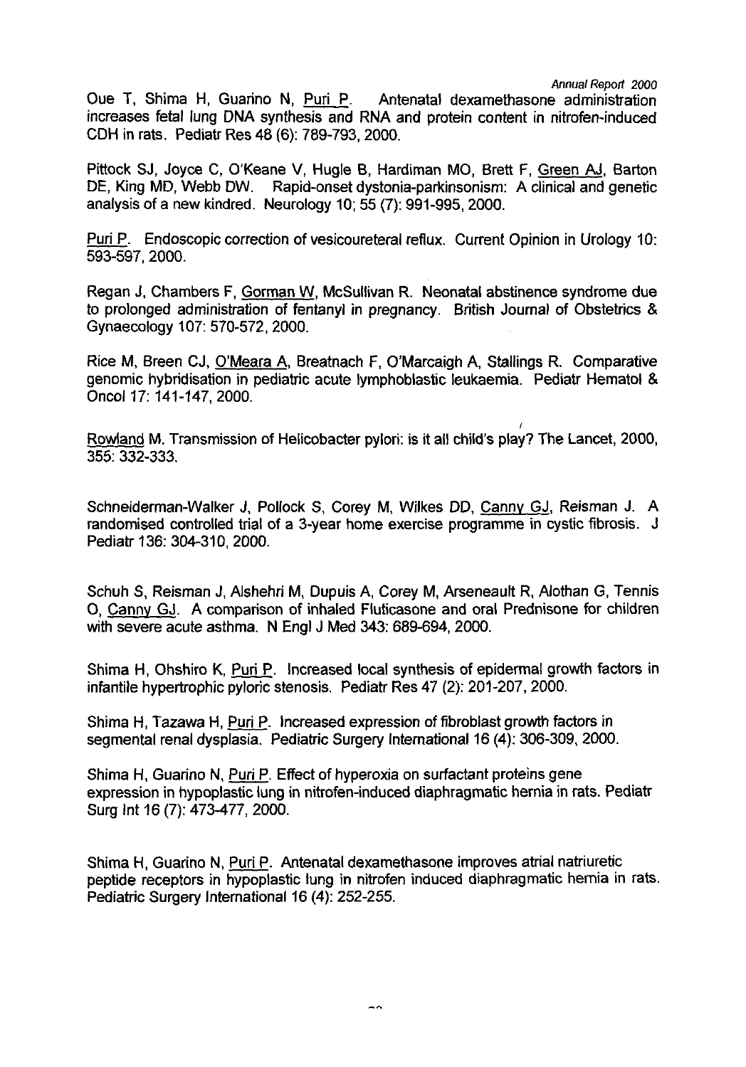Oue T, Shima H, Guarino N, Puri P. Antenatal dexamethasone administration increases fetal lung DNA synthesis and RNA and protein content in nitrofen-induced CDH in rats. Pediatr Res 48 (6): 789-793, 2000.

Pittock SJ, Joyce C, O'Keane V, Hugle B, Hardiman MO, Brett F, Green AJ, Barton DE, King MD, Webb DW. Rapid-onset dystonia-parkinsonism: A clinical and genetic analysis of a new kindred. Neurology 10; 55 (7): 991-995, 2000.

Puri P. Endoscopic correction of vesicoureteral reflux. Current Opinion in Urology 10: 593-597, 2000.

Regan J, Chambers F, Gorman W, McSullivan R. Neonatal abstinence syndrome due to prolonged administration of fentanyl in pregnancy. British Journal of Obstetrics & Gynaecology 107: 570-572, 2000.

Rice M, Breen CJ, O'Meara A, Breatnach F, O'Marcaigh A, Stallings R. Comparative genomic hybridisation in pediatric acute lymphoblastic leukaemia. Pediatr Hematol & Oncol 17: 141-147, 2000.

Rowland M. Transmission of Helicobacter pylori: is it all child's play? The Lancet, 2000, 355: 332-333.

Schneiderman-Walker J, Pollock S, Corey M, Wilkes DD, Canny GJ, Reisman J. A randomised controlled trial of a 3-year home exercise programme in cystic fibrosis. J Pediatr 136: 304-310, 2000.

Schuh S, Reisman J, Alshehri M, Dupuis A, Corey M, Arseneault R, Alothan G, Tennis O, Canny GJ. A comparison of inhaled Fluticasone and oral Prednisone for children with severe acute asthma. N Engl J Med 343: 689-694, 2000.

Shima H, Ohshiro K, Puri P. Increased local synthesis of epidermal growth factors in infantile hypertrophic pyloric stenosis. Pediatr Res 47 (2): 201-207, 2000.

Shima H, Tazawa H, Puri P. Increased expression of fibroblast growth factors in segmental renal dysplasia. Pediatric Surgery International 16 (4): 306-309, 2000.

Shima H, Guarino N, Puri P. Effect of hyperoxia on surfactant proteins gene expression in hypoplastic lung in nitrofen-induced diaphragmatic hernia in rats. Pediatr Surg Int 16 (7): 473-477, 2000.

Shima H, Guarino N, Puri P. Antenatal dexamethasone improves atrial natriuretic peptide receptors in hypoplastic lung in nitrofen induced diaphragmatic hernia in rats. Pediatric Surgery International 16 (4): 252-255.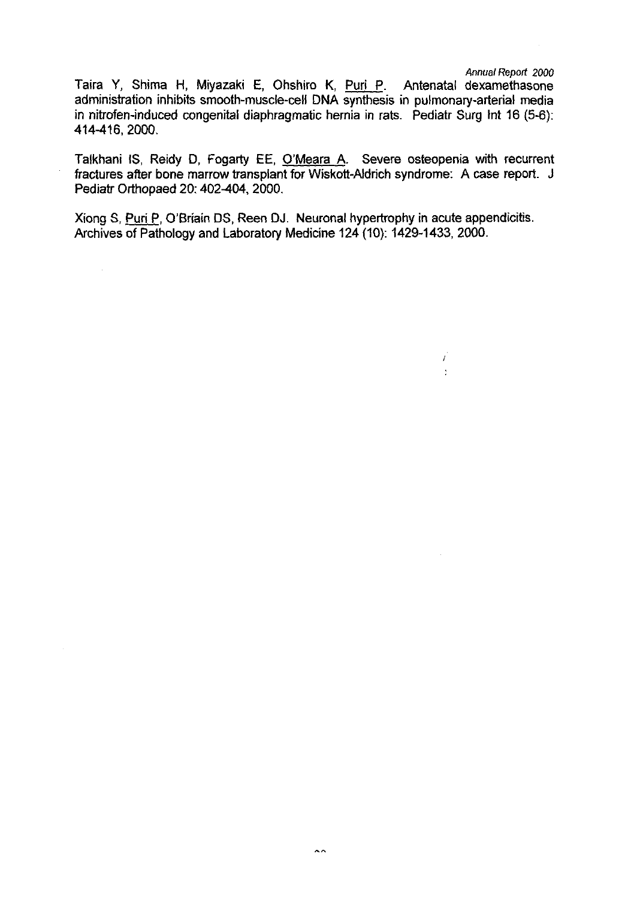Taira Y, Shima H, Miyazaki E, Ohshiro K, Puri P. Antenatal dexamethasone administration inhibits smooth-muscle-cell DNA synthesis in pulmonary-arterial media in nitrofen-induced congenital diaphragmatic hernia in rats. Pediatr Surg Int 16 (5-6): 414-416, 2000.

Talkhani IS, Reidy D, Fogarty EE, O'Meara A. Severe osteopenia with recurrent fractures after bone marrow transplant for Wiskott-Aldrich syndrome: A case report. J Pediatr Orthopaed 20: 402-404, 2000.

Xiong S, Puri P, O'Briain DS, Reen DJ. Neuronal hypertrophy in acute appendicitis. Archives of Pathology and Laboratory Medicine 124 (10): 1429-1433, 2000.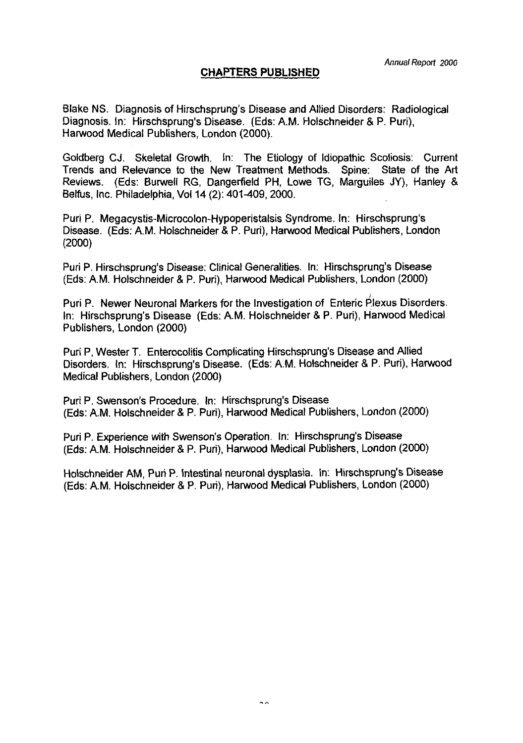## CHAPTERS PUBLISHED

Blake NS. Diagnosis of Hirschsprung's Disease and Allied Disorders: Radiological Diagnosis. In: Hirschsprung's Disease. (Eds: A.M. Holschneider & P. Puri), Harwood Medical Publishers, London (2000).

Goldberg CJ. Skeletal Growth. In: The Etiology of Idiopathic Scoliosis: Current Trends and Relevance to the New Treatment Methods. Spine: State of the Art Reviews. (Eds: Burwell RG, Dangerfield PH, Lowe TG, Marguiles JY), Hanley & Belfus, Inc. Philadelphia, Vol 14 (2): 401-409, 2000.

Puri P. Megacystis-Microcolon-Hypoperistalsis Syndrome. In: Hirschsprung's Disease. (Eds: A.M. Holschneider & P. Puri), Harwood Medical Publishers, London (2000)

Puri P. Hirschsprung's Disease: Clinical Generalities. In: Hirschsprung's Disease (Eds: A.M. Holschneider & P. Puri), Harwood Medical Publishers, London (2000)

Puri P. Newer Neuronal Markers for the Investigation of Enteric Plexus Disorders. In: Hirschsprung's Disease (Eds: A.M. Holschneider & P. Puri), Harwood Medical Publishers, London (2000)

Puri P, Wester T. Enterocolitis Complicating Hirschsprung's Disease and Allied Disorders. In: Hirschsprung's Disease. (Eds: A.M. Holschneider & P. Puri), Harwood Medical Publishers, London (2000)

Puri P. Swenson's Procedure. In: Hirschsprung's Disease (Eds: A.M. Holschneider & P. Puri), Harwood Medical Publishers, London (2000)

Puri P. Experience with Swenson's Operation. In: Hirschsprung's Disease (Eds: A.M. Holschneider & P. Puri), Harwood Medical Publishers, London (2000)

Holschneider AM, Puri P. Intestinal neuronal dysplasia. In: Hirschsprung's Disease (Eds: A.M. Holschneider & P. Puri), Harwood Medical Publishers, London (2000)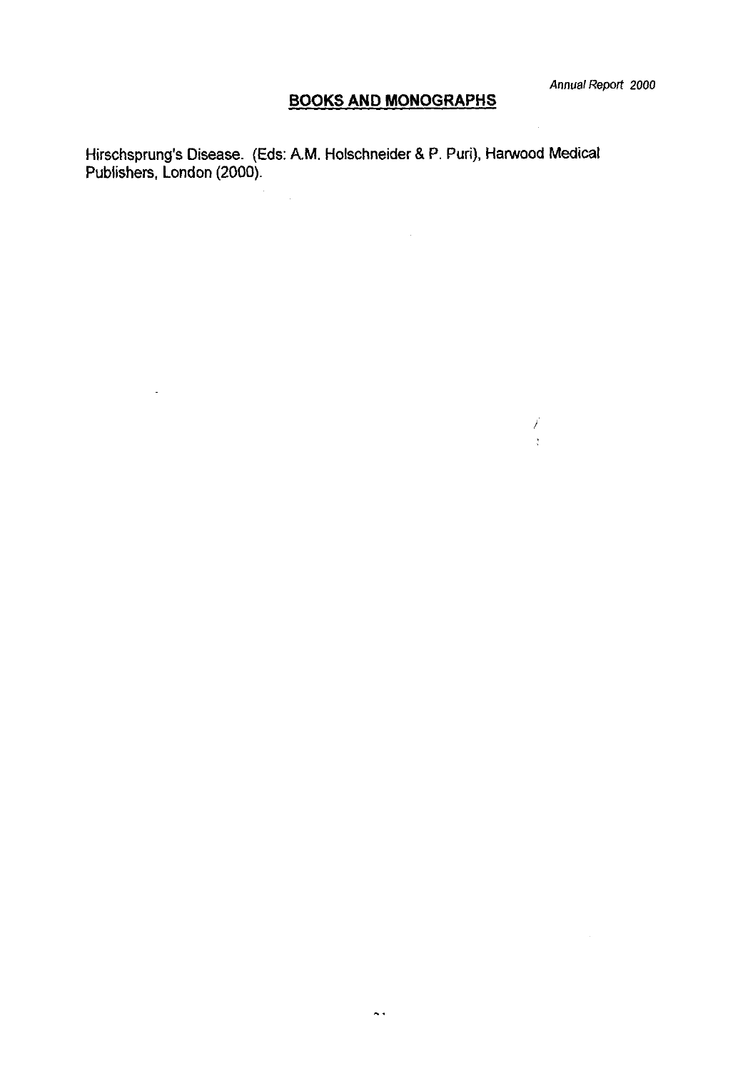## BOOKS AND MONOGRAPHS

Hirschsprung's Disease. (Eds: A.M. Holschneider & P. Puri), Harwood Medical Publishers, London (2000).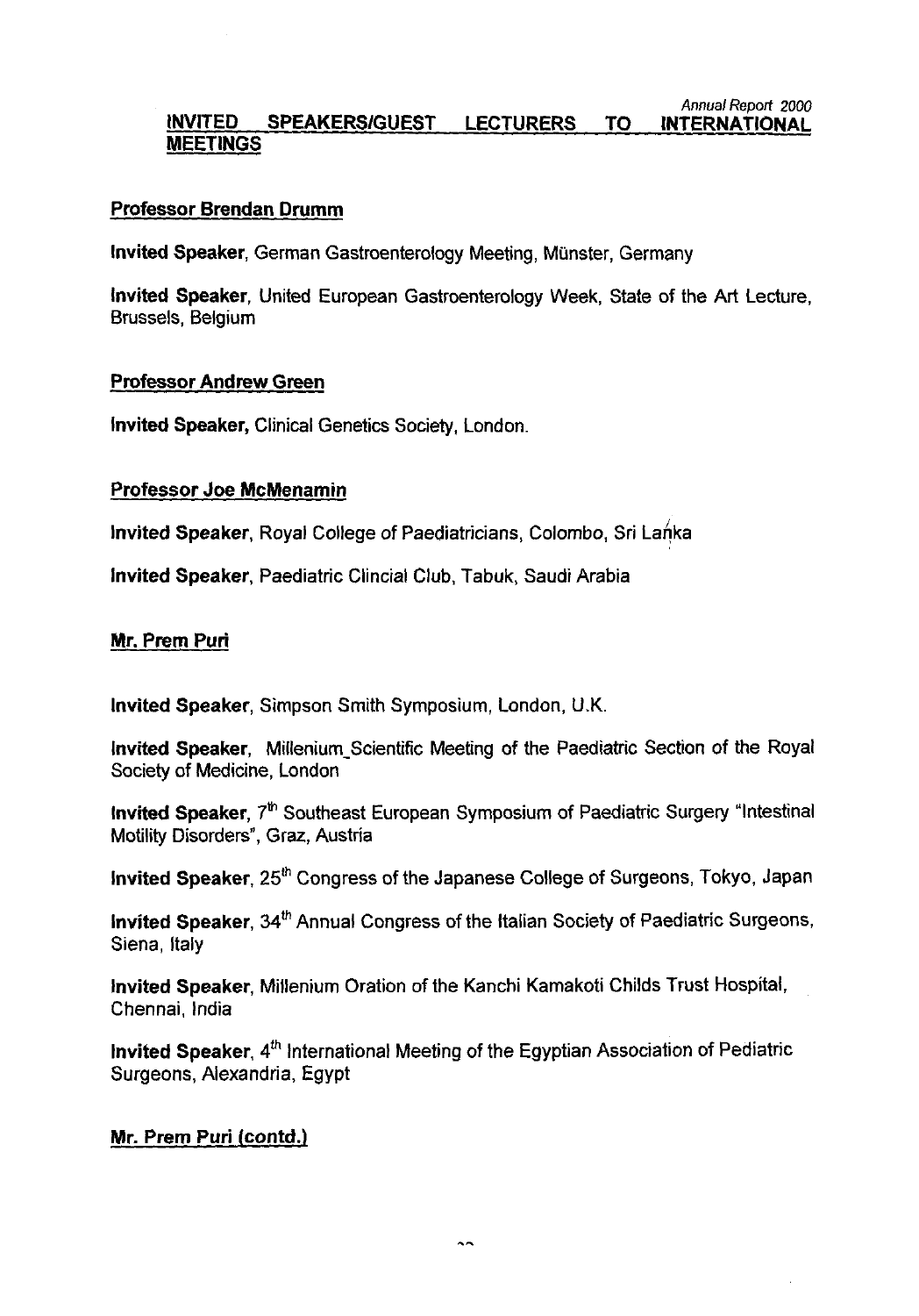## INVITED SPEAKERS/GUEST LECTURERS TO INTERNATIONAL MEETINGS

**Professor Brendan Drumm**

**Invited Speaker**, German Gastroenterology Meeting, Münster, Germany

**Invited Speaker**, United European Gastroenterology Week, State of the Art Lecture, Brussels, Belgium

**Professor Andrew Green**

**Invited Speaker,** Clinical Genetics Society, London.

**Professor Joe McMenamin**

**Invited Speaker**, Royal College of Paediatricians, Colombo, Sri Lanka

**Invited Speaker**, Paediatric Clincial Club, Tabuk, Saudi Arabia

**Mr. Prem Puri**

**Invited Speaker**, Simpson Smith Symposium, London, U.K.

**Invited Speaker**, Millenium_Scientific Meeting of the Paediatric Section of the Royal Society of Medicine, London

**Invited Speaker**, 7th Southeast European Symposium of Paediatric Surgery "Intestinal Motility Disorders", Graz, Austria

**Invited Speaker**, 25th Congress of the Japanese College of Surgeons, Tokyo, Japan

**Invited Speaker**, 34th Annual Congress of the Italian Society of Paediatric Surgeons, Siena, Italy

**Invited Speaker**, Millenium Oration of the Kanchi Kamakoti Childs Trust Hospital, Chennai, India

**Invited Speaker**, 4th International Meeting of the Egyptian Association of Pediatric Surgeons, Alexandria, Egypt

**Mr. Prem Puri (contd.)**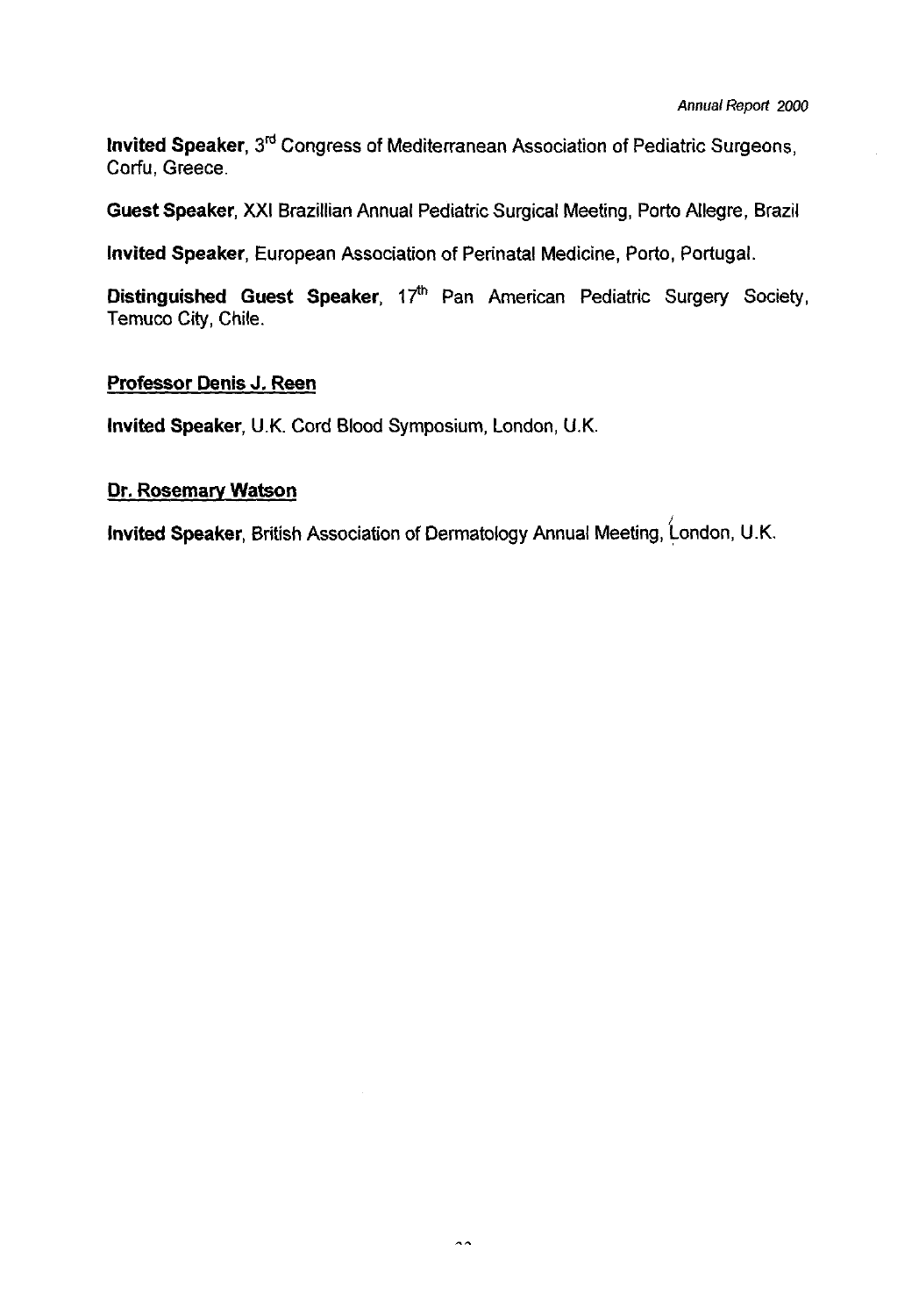**Invited Speaker**, 3rd Congress of Mediterranean Association of Pediatric Surgeons, Corfu, Greece.

**Guest Speaker**, XXI Brazillian Annual Pediatric Surgical Meeting, Porto Allegre, Brazil

**Invited Speaker**, European Association of Perinatal Medicine, Porto, Portugal.

**Distinguished Guest Speaker**, 17th Pan American Pediatric Surgery Society, Temuco City, Chile.

**Professor Denis J. Reen**

**Invited Speaker**, U.K. Cord Blood Symposium, London, U.K.

**Dr. Rosemary Watson**

**Invited Speaker**, British Association of Dermatology Annual Meeting, London, U.K.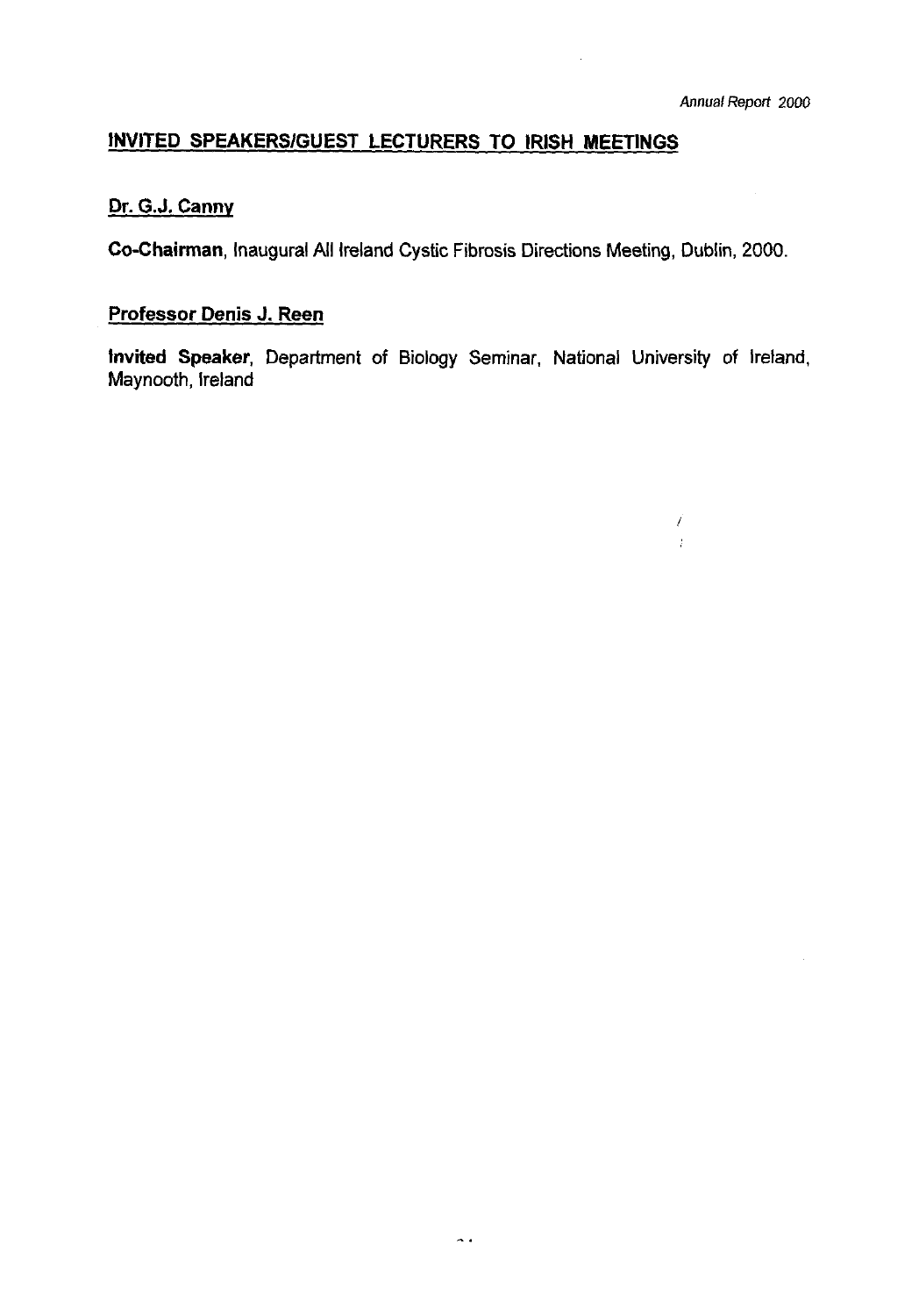## INVITED SPEAKERS/GUEST LECTURERS TO IRISH MEETINGS

### Dr. G.J. Canny

**Co-Chairman**, Inaugural All Ireland Cystic Fibrosis Directions Meeting, Dublin, 2000.

### Professor Denis J. Reen

**Invited Speaker**, Department of Biology Seminar, National University of Ireland, Maynooth, Ireland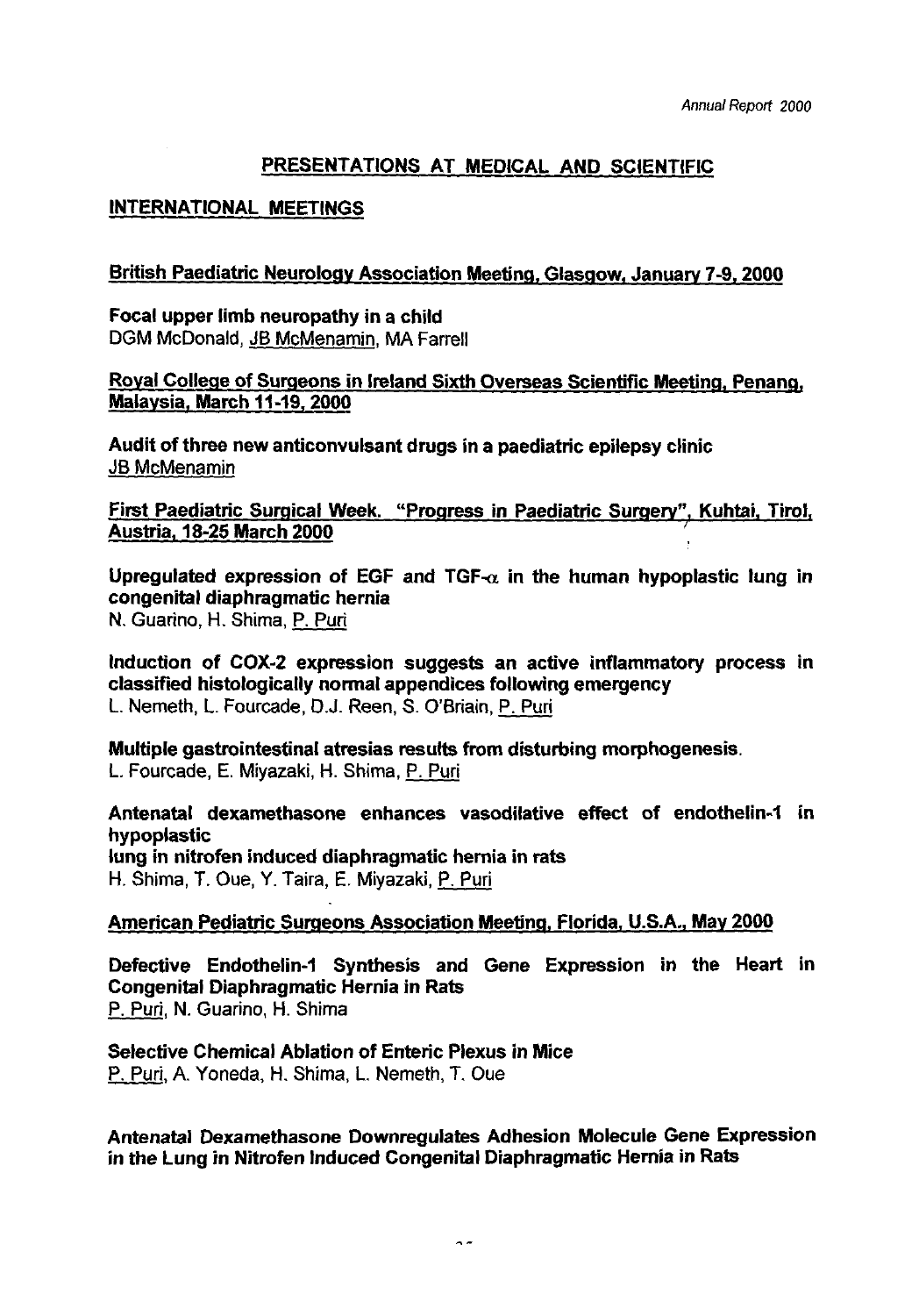## PRESENTATIONS AT MEDICAL AND SCIENTIFIC

### INTERNATIONAL MEETINGS

**British Paediatric Neurology Association Meeting, Glasgow, January 7-9, 2000**

**Focal upper limb neuropathy in a child**
DGM McDonald, JB McMenamin, MA Farrell

**Royal College of Surgeons in Ireland Sixth Overseas Scientific Meeting, Penang, Malaysia, March 11-19, 2000**

**Audit of three new anticonvulsant drugs in a paediatric epilepsy clinic**
JB McMenamin

**First Paediatric Surgical Week. "Progress in Paediatric Surgery", Kuhtai, Tirol, Austria, 18-25 March 2000**

**Upregulated expression of EGF and TGF-$\alpha$ in the human hypoplastic lung in congenital diaphragmatic hernia**
N. Guarino, H. Shima, P. Puri

**Induction of COX-2 expression suggests an active inflammatory process in classified histologically normal appendices following emergency**
L. Nemeth, L. Fourcade, D.J. Reen, S. O'Briain, P. Puri

**Multiple gastrointestinal atresias results from disturbing morphogenesis.**
L. Fourcade, E. Miyazaki, H. Shima, P. Puri

**Antenatal dexamethasone enhances vasodilative effect of endothelin-1 in hypoplastic lung in nitrofen induced diaphragmatic hernia in rats**
H. Shima, T. Oue, Y. Taira, E. Miyazaki, P. Puri

**American Pediatric Surgeons Association Meeting, Florida, U.S.A., May 2000**

**Defective Endothelin-1 Synthesis and Gene Expression in the Heart in Congenital Diaphragmatic Hernia in Rats**
P. Puri, N. Guarino, H. Shima

**Selective Chemical Ablation of Enteric Plexus in Mice**
P. Puri, A. Yoneda, H. Shima, L. Nemeth, T. Oue

**Antenatal Dexamethasone Downregulates Adhesion Molecule Gene Expression in the Lung in Nitrofen Induced Congenital Diaphragmatic Hernia in Rats**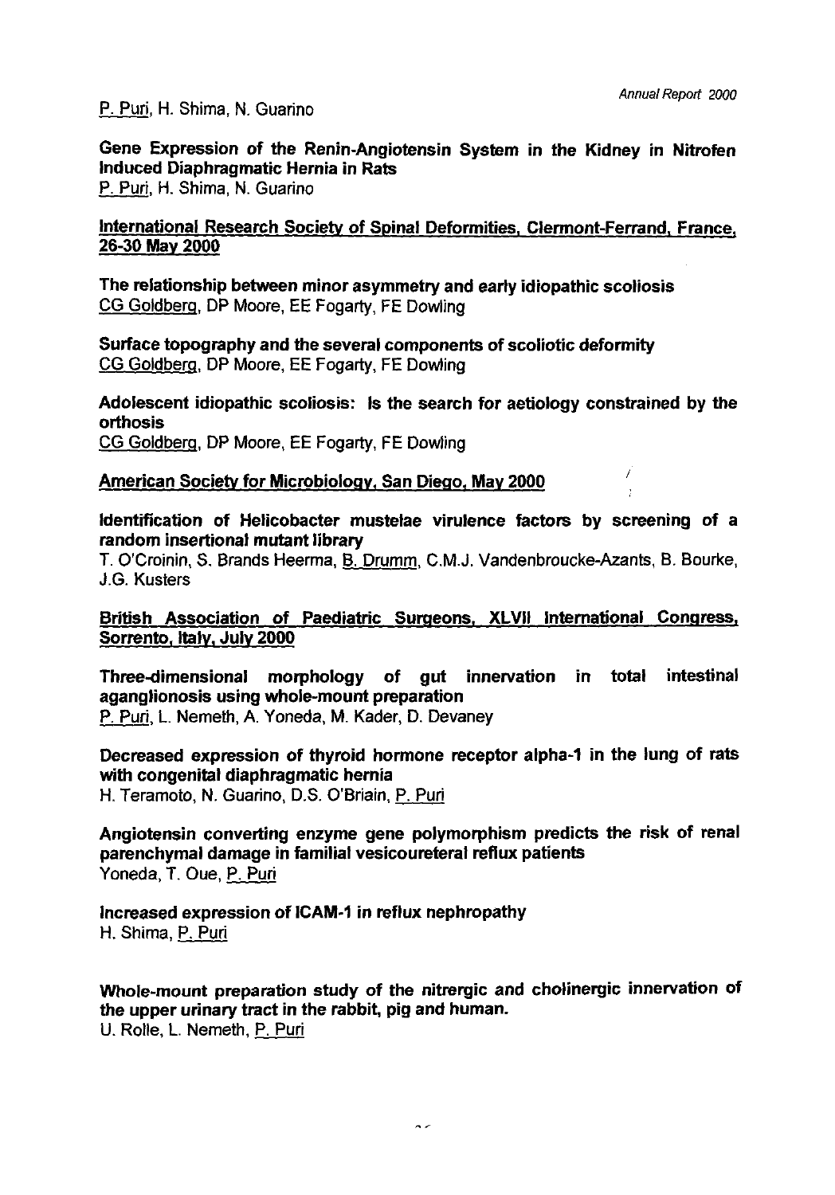P. Puri, H. Shima, N. Guarino

**Gene Expression of the Renin-Angiotensin System in the Kidney in Nitrofen Induced Diaphragmatic Hernia in Rats**
P. Puri, H. Shima, N. Guarino

**International Research Society of Spinal Deformities, Clermont-Ferrand, France, 26-30 May 2000**

**The relationship between minor asymmetry and early idiopathic scoliosis**
CG Goldberg, DP Moore, EE Fogarty, FE Dowling

**Surface topography and the several components of scoliotic deformity**
CG Goldberg, DP Moore, EE Fogarty, FE Dowling

**Adolescent idiopathic scoliosis: Is the search for aetiology constrained by the orthosis**
CG Goldberg, DP Moore, EE Fogarty, FE Dowling

**American Society for Microbiology, San Diego, May 2000**

**Identification of Helicobacter mustelae virulence factors by screening of a random insertional mutant library**
T. O'Croinin, S. Brands Heerma, B. Drumm, C.M.J. Vandenbroucke-Azants, B. Bourke, J.G. Kusters

**British Association of Paediatric Surgeons, XLVII International Congress, Sorrento, Italy, July 2000**

**Three-dimensional morphology of gut innervation in total intestinal aganglionosis using whole-mount preparation**
P. Puri, L. Nemeth, A. Yoneda, M. Kader, D. Devaney

**Decreased expression of thyroid hormone receptor alpha-1 in the lung of rats with congenital diaphragmatic hernia**
H. Teramoto, N. Guarino, D.S. O'Briain, P. Puri

**Angiotensin converting enzyme gene polymorphism predicts the risk of renal parenchymal damage in familial vesicoureteral reflux patients**
Yoneda, T. Oue, P. Puri

**Increased expression of ICAM-1 in reflux nephropathy**
H. Shima, P. Puri

**Whole-mount preparation study of the nitrergic and cholinergic innervation of the upper urinary tract in the rabbit, pig and human.**
U. Rolle, L. Nemeth, P. Puri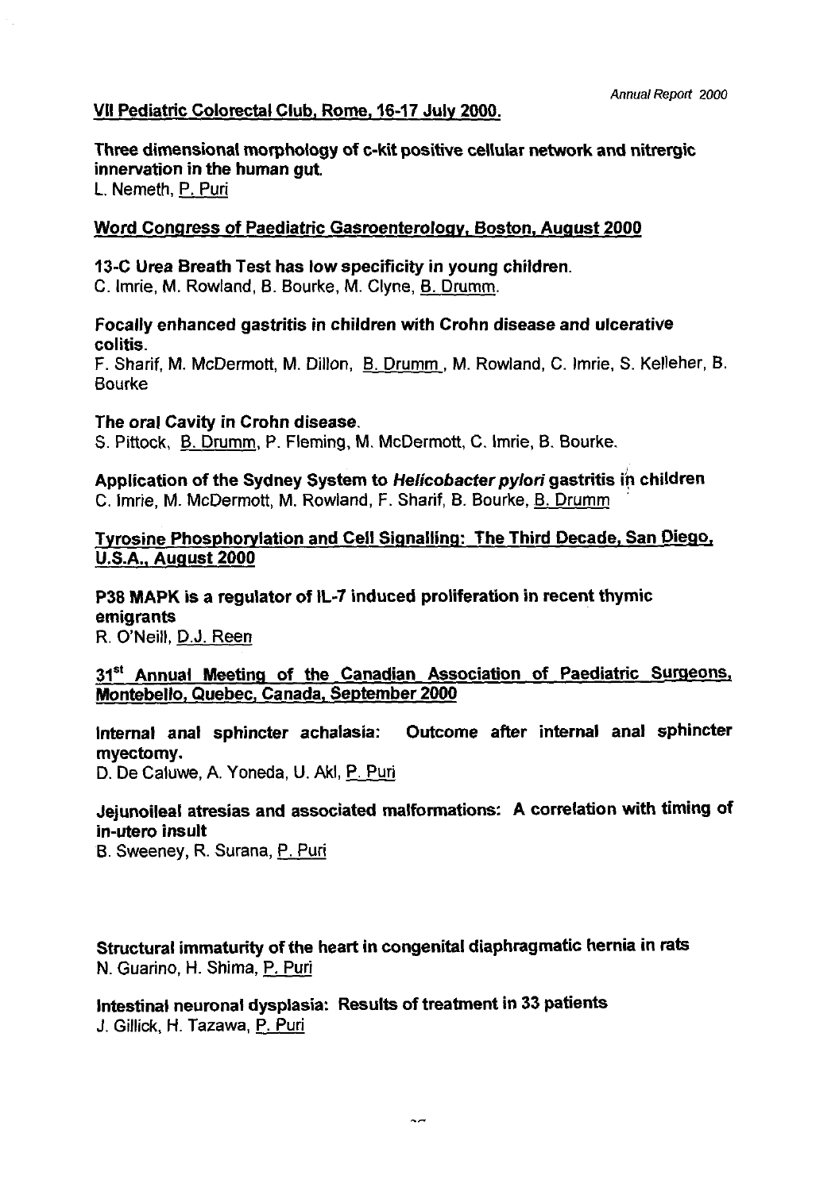## VII Pediatric Colorectal Club, Rome, 16-17 July 2000.

**Three dimensional morphology of c-kit positive cellular network and nitrergic innervation in the human gut.**
L. Nemeth, P. Puri

## Word Congress of Paediatric Gasroenterology, Boston, August 2000

**13-C Urea Breath Test has low specificity in young children.**
C. Imrie, M. Rowland, B. Bourke, M. Clyne, B. Drumm.

**Focally enhanced gastritis in children with Crohn disease and ulcerative colitis.**
F. Sharif, M. McDermott, M. Dillon, B. Drumm , M. Rowland, C. Imrie, S. Kelleher, B. Bourke

**The oral Cavity in Crohn disease.**
S. Pittock, B. Drumm, P. Fleming, M. McDermott, C. Imrie, B. Bourke.

**Application of the Sydney System to *Helicobacter pylori* gastritis in children**
C. Imrie, M. McDermott, M. Rowland, F. Sharif, B. Bourke, B. Drumm

## Tyrosine Phosphorylation and Cell Signalling: The Third Decade, San Diego, U.S.A., August 2000

**P38 MAPK is a regulator of IL-7 induced proliferation in recent thymic emigrants**
R. O'Neill, D.J. Reen

## 31st Annual Meeting of the Canadian Association of Paediatric Surgeons, Montebello, Quebec, Canada, September 2000

**Internal anal sphincter achalasia: Outcome after internal anal sphincter myectomy.**
D. De Caluwe, A. Yoneda, U. Akl, P. Puri

**Jejunoileal atresias and associated malformations: A correlation with timing of in-utero insult**
B. Sweeney, R. Surana, P. Puri

**Structural immaturity of the heart in congenital diaphragmatic hernia in rats**
N. Guarino, H. Shima, P. Puri

**Intestinal neuronal dysplasia: Results of treatment in 33 patients**
J. Gillick, H. Tazawa, P. Puri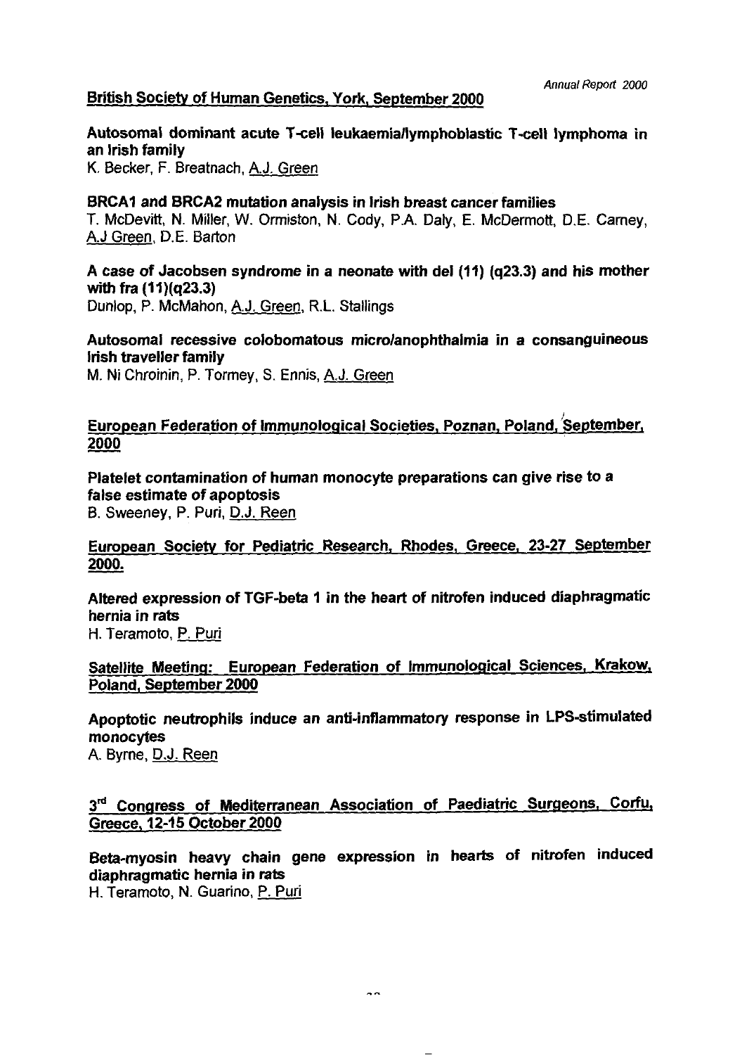## British Society of Human Genetics, York, September 2000

**Autosomal dominant acute T-cell leukaemia/lymphoblastic T-cell lymphoma in an Irish family**
K. Becker, F. Breatnach, A.J. Green

**BRCA1 and BRCA2 mutation analysis in Irish breast cancer families**
T. McDevitt, N. Miller, W. Ormiston, N. Cody, P.A. Daly, E. McDermott, D.E. Carney, A.J Green, D.E. Barton

**A case of Jacobsen syndrome in a neonate with del (11) (q23.3) and his mother with fra (11)(q23.3)**
Dunlop, P. McMahon, A.J. Green, R.L. Stallings

**Autosomal recessive colobomatous micro/anophthalmia in a consanguineous Irish traveller family**
M. Ni Chroinin, P. Tormey, S. Ennis, A.J. Green

## European Federation of Immunological Societies, Poznan, Poland, September, 2000

**Platelet contamination of human monocyte preparations can give rise to a false estimate of apoptosis**
B. Sweeney, P. Puri, D.J. Reen

## European Society for Pediatric Research, Rhodes, Greece, 23-27 September 2000.

**Altered expression of TGF-beta 1 in the heart of nitrofen induced diaphragmatic hernia in rats**
H. Teramoto, P. Puri

## Satellite Meeting: European Federation of Immunological Sciences, Krakow, Poland, September 2000

**Apoptotic neutrophils induce an anti-inflammatory response in LPS-stimulated monocytes**
A. Byrne, D.J. Reen

## 3rd Congress of Mediterranean Association of Paediatric Surgeons, Corfu, Greece, 12-15 October 2000

**Beta-myosin heavy chain gene expression in hearts of nitrofen induced diaphragmatic hernia in rats**
H. Teramoto, N. Guarino, P. Puri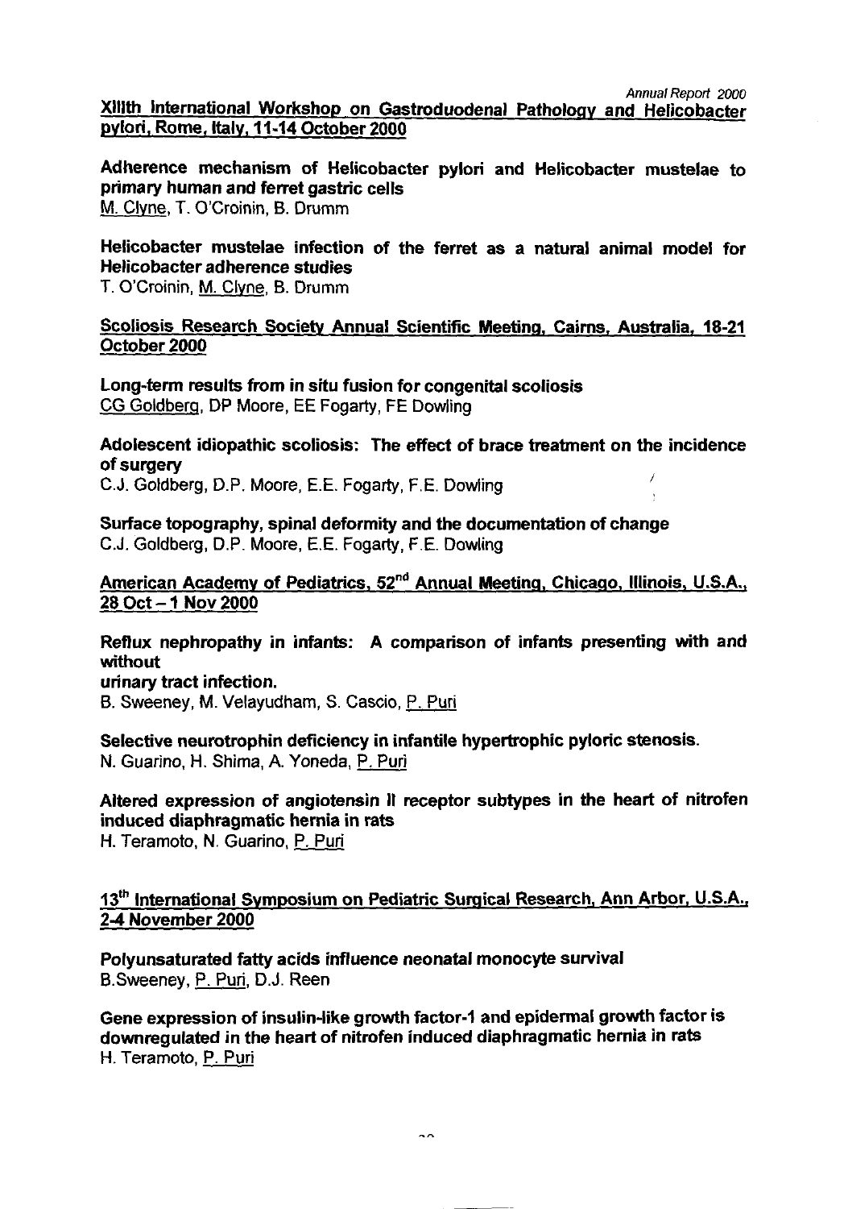## XIIIth International Workshop on Gastroduodenal Pathology and Helicobacter pylori, Rome, Italy, 11-14 October 2000

**Adherence mechanism of Helicobacter pylori and Helicobacter mustelae to primary human and ferret gastric cells**
M. Clyne, T. O'Croinin, B. Drumm

**Helicobacter mustelae infection of the ferret as a natural animal model for Helicobacter adherence studies**
T. O'Croinin, M. Clyne, B. Drumm

## Scoliosis Research Society Annual Scientific Meeting, Cairns, Australia, 18-21 October 2000

**Long-term results from in situ fusion for congenital scoliosis**
CG Goldberg, DP Moore, EE Fogarty, FE Dowling

**Adolescent idiopathic scoliosis: The effect of brace treatment on the incidence of surgery**
C.J. Goldberg, D.P. Moore, E.E. Fogarty, F.E. Dowling

**Surface topography, spinal deformity and the documentation of change**
C.J. Goldberg, D.P. Moore, E.E. Fogarty, F.E. Dowling

## American Academy of Pediatrics, 52nd Annual Meeting, Chicago, Illinois, U.S.A., 28 Oct – 1 Nov 2000

**Reflux nephropathy in infants: A comparison of infants presenting with and without urinary tract infection.**
B. Sweeney, M. Velayudham, S. Cascio, P. Puri

**Selective neurotrophin deficiency in infantile hypertrophic pyloric stenosis.**
N. Guarino, H. Shima, A. Yoneda, P. Puri

**Altered expression of angiotensin II receptor subtypes in the heart of nitrofen induced diaphragmatic hernia in rats**
H. Teramoto, N. Guarino, P. Puri

## 13th International Symposium on Pediatric Surgical Research, Ann Arbor, U.S.A., 2-4 November 2000

**Polyunsaturated fatty acids influence neonatal monocyte survival**
B.Sweeney, P. Puri, D.J. Reen

**Gene expression of insulin-like growth factor-1 and epidermal growth factor is downregulated in the heart of nitrofen induced diaphragmatic hernia in rats**
H. Teramoto, P. Puri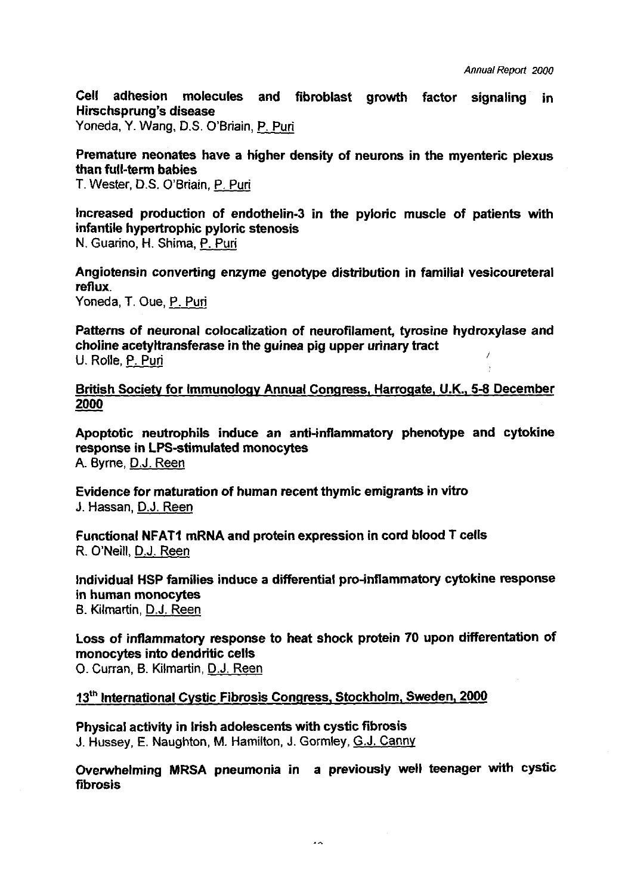**Cell adhesion molecules and fibroblast growth factor signaling in Hirschsprung's disease**
Yoneda, Y. Wang, D.S. O'Briain, P. Puri

**Premature neonates have a higher density of neurons in the myenteric plexus than full-term babies**
T. Wester, D.S. O'Briain, P. Puri

**Increased production of endothelin-3 in the pyloric muscle of patients with infantile hypertrophic pyloric stenosis**
N. Guarino, H. Shima, P. Puri

**Angiotensin converting enzyme genotype distribution in familial vesicoureteral reflux.**
Yoneda, T. Oue, P. Puri

**Patterns of neuronal colocalization of neurofilament, tyrosine hydroxylase and choline acetyltransferase in the guinea pig upper urinary tract**
U. Rolle, P. Puri

**British Society for Immunology Annual Congress, Harrogate, U.K., 5-8 December 2000**

**Apoptotic neutrophils induce an anti-inflammatory phenotype and cytokine response in LPS-stimulated monocytes**
A. Byrne, D.J. Reen

**Evidence for maturation of human recent thymic emigrants in vitro**
J. Hassan, D.J. Reen

**Functional NFAT1 mRNA and protein expression in cord blood T cells**
R. O'Neill, D.J. Reen

**Individual HSP families induce a differential pro-inflammatory cytokine response in human monocytes**
B. Kilmartin, D.J. Reen

**Loss of inflammatory response to heat shock protein 70 upon differentation of monocytes into dendritic cells**
O. Curran, B. Kilmartin, D.J. Reen

**13th International Cystic Fibrosis Congress, Stockholm, Sweden, 2000**

**Physical activity in Irish adolescents with cystic fibrosis**
J. Hussey, E. Naughton, M. Hamilton, J. Gormley, G.J. Canny

**Overwhelming MRSA pneumonia in a previously well teenager with cystic fibrosis**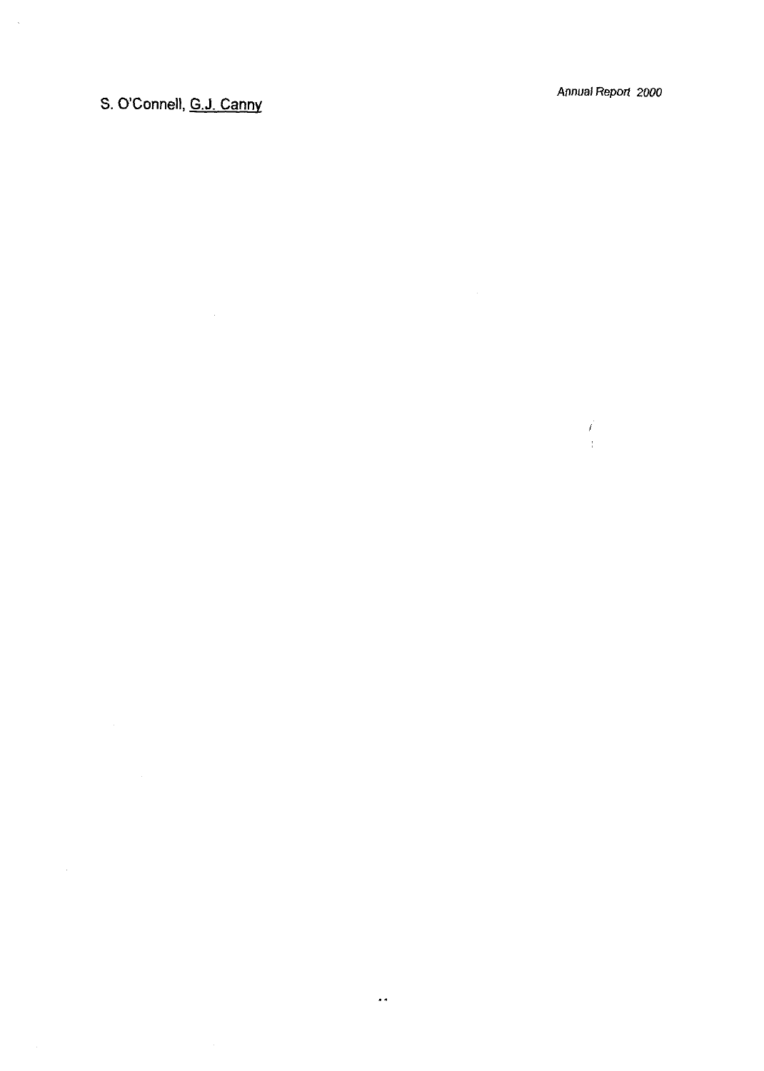S. O'Connell, <u>G.J. Canny</u>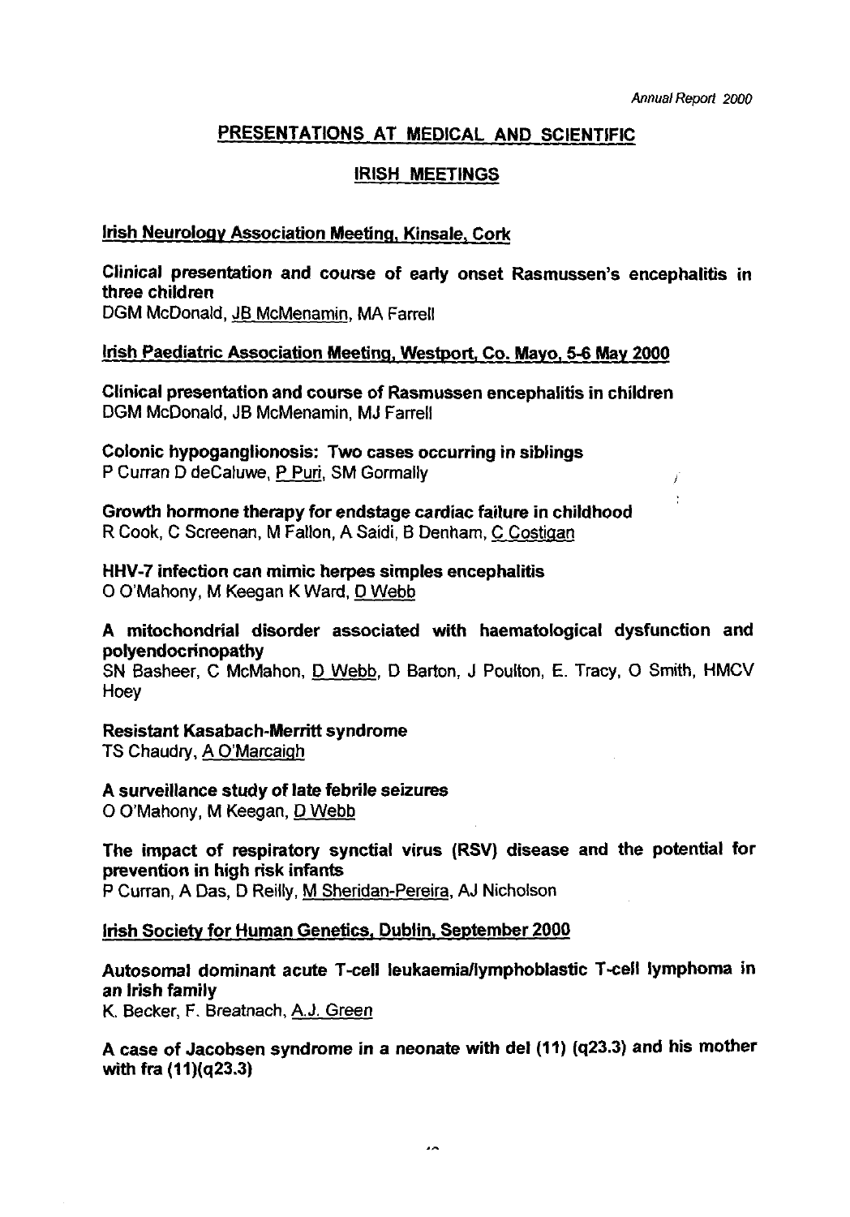## PRESENTATIONS AT MEDICAL AND SCIENTIFIC

## IRISH MEETINGS

### Irish Neurology Association Meeting, Kinsale, Cork

**Clinical presentation and course of early onset Rasmussen's encephalitis in three children**
DGM McDonald, JB McMenamin, MA Farrell

### Irish Paediatric Association Meeting, Westport, Co. Mayo, 5-6 May 2000

**Clinical presentation and course of Rasmussen encephalitis in children**
DGM McDonald, JB McMenamin, MJ Farrell

**Colonic hypoganglionosis: Two cases occurring in siblings**
P Curran D deCaluwe, P Puri, SM Gormally

**Growth hormone therapy for endstage cardiac failure in childhood**
R Cook, C Screenan, M Fallon, A Saidi, B Denham, C Costigan

**HHV-7 infection can mimic herpes simples encephalitis**
O O'Mahony, M Keegan K Ward, D Webb

**A mitochondrial disorder associated with haematological dysfunction and polyendocrinopathy**
SN Basheer, C McMahon, D Webb, D Barton, J Poulton, E. Tracy, O Smith, HMCV Hoey

**Resistant Kasabach-Merritt syndrome**
TS Chaudry, A O'Marcaigh

**A surveillance study of late febrile seizures**
O O'Mahony, M Keegan, D Webb

**The impact of respiratory synctial virus (RSV) disease and the potential for prevention in high risk infants**
P Curran, A Das, D Reilly, M Sheridan-Pereira, AJ Nicholson

### Irish Society for Human Genetics, Dublin, September 2000

**Autosomal dominant acute T-cell leukaemia/lymphoblastic T-cell lymphoma in an Irish family**
K. Becker, F. Breatnach, A.J. Green

**A case of Jacobsen syndrome in a neonate with del (11) (q23.3) and his mother with fra (11)(q23.3)**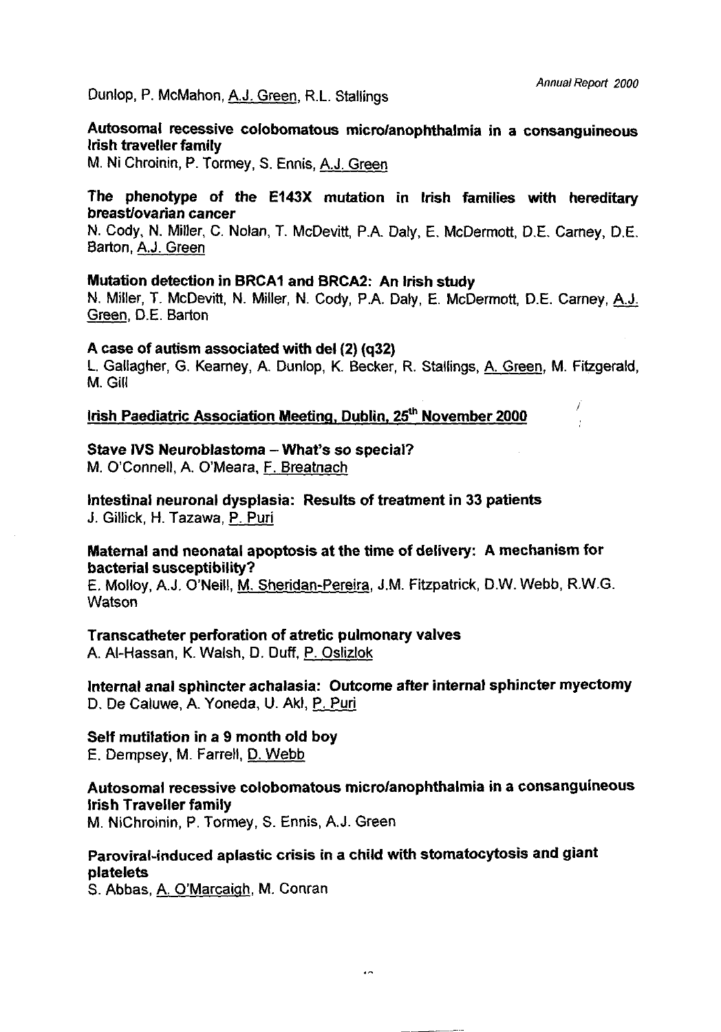Dunlop, P. McMahon, A.J. Green, R.L. Stallings

**Autosomal recessive colobomatous micro/anophthalmia in a consanguineous Irish traveller family**
M. Ni Chroinin, P. Tormey, S. Ennis, A.J. Green

**The phenotype of the E143X mutation in Irish families with hereditary breast/ovarian cancer**
N. Cody, N. Miller, C. Nolan, T. McDevitt, P.A. Daly, E. McDermott, D.E. Carney, D.E. Barton, A.J. Green

**Mutation detection in BRCA1 and BRCA2: An Irish study**
N. Miller, T. McDevitt, N. Miller, N. Cody, P.A. Daly, E. McDermott, D.E. Carney, A.J. Green, D.E. Barton

**A case of autism associated with del (2) (q32)**
L. Gallagher, G. Kearney, A. Dunlop, K. Becker, R. Stallings, A. Green, M. Fitzgerald, M. Gill

## Irish Paediatric Association Meeting, Dublin, 25th November 2000

**Stave IVS Neuroblastoma – What's so special?**
M. O'Connell, A. O'Meara, F. Breatnach

**Intestinal neuronal dysplasia: Results of treatment in 33 patients**
J. Gillick, H. Tazawa, P. Puri

**Maternal and neonatal apoptosis at the time of delivery: A mechanism for bacterial susceptibility?**
E. Molloy, A.J. O'Neill, M. Sheridan-Pereira, J.M. Fitzpatrick, D.W. Webb, R.W.G. Watson

**Transcatheter perforation of atretic pulmonary valves**
A. Al-Hassan, K. Walsh, D. Duff, P. Oslizlok

**Internal anal sphincter achalasia: Outcome after internal sphincter myectomy**
D. De Caluwe, A. Yoneda, U. Akl, P. Puri

**Self mutilation in a 9 month old boy**
E. Dempsey, M. Farrell, D. Webb

**Autosomal recessive colobomatous micro/anophthalmia in a consanguineous Irish Traveller family**
M. NiChroinin, P. Tormey, S. Ennis, A.J. Green

**Paroviral-induced aplastic crisis in a child with stomatocytosis and giant platelets**
S. Abbas, A. O'Marcaigh, M. Conran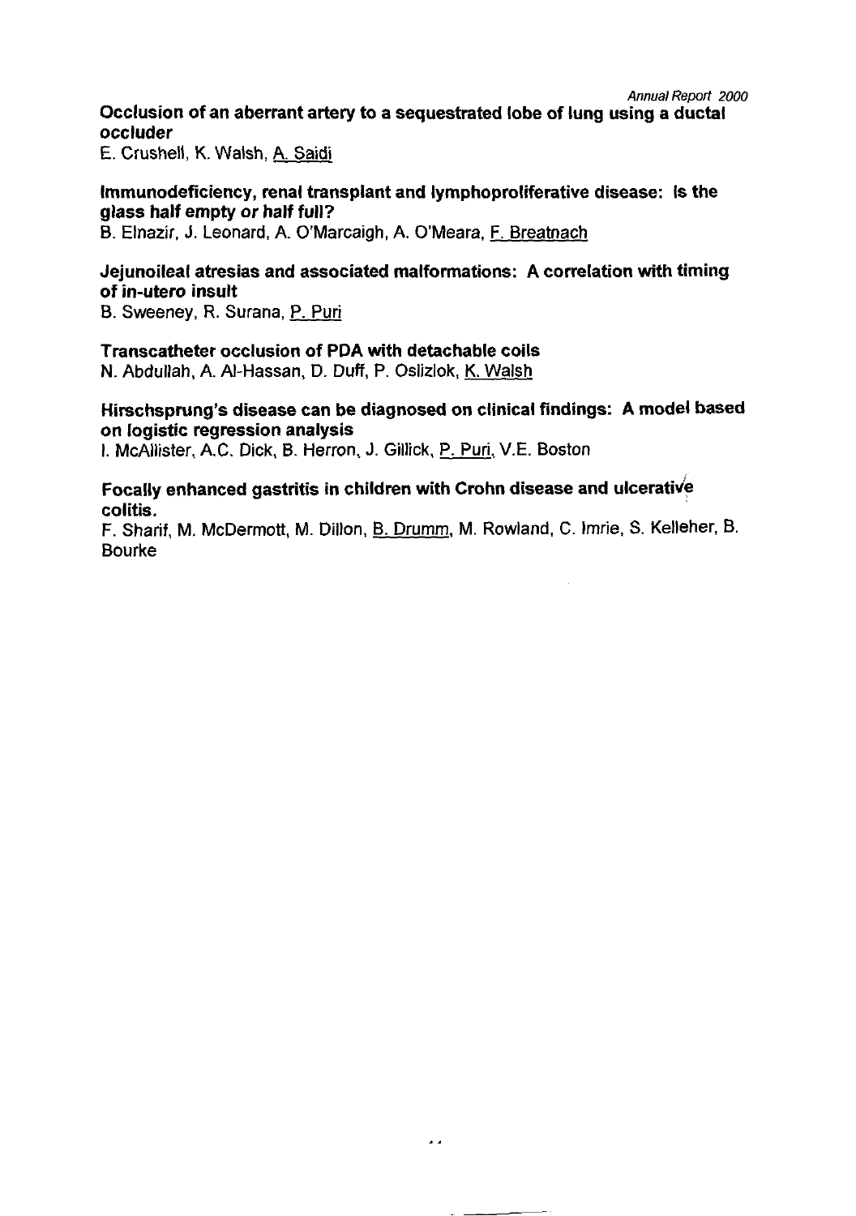**Occlusion of an aberrant artery to a sequestrated lobe of lung using a ductal occluder**

E. Crushell, K. Walsh, A. Saidi

**Immunodeficiency, renal transplant and lymphoproliferative disease: Is the glass half empty or half full?**

B. Elnazir, J. Leonard, A. O'Marcaigh, A. O'Meara, F. Breatnach

**Jejunoileal atresias and associated malformations: A correlation with timing of in-utero insult**

B. Sweeney, R. Surana, P. Puri

**Transcatheter occlusion of PDA with detachable coils**

N. Abdullah, A. Al-Hassan, D. Duff, P. Oslizlok, K. Walsh

**Hirschsprung's disease can be diagnosed on clinical findings: A model based on logistic regression analysis**

I. McAllister, A.C. Dick, B. Herron, J. Gillick, P. Puri, V.E. Boston

**Focally enhanced gastritis in children with Crohn disease and ulcerative colitis.**

F. Sharif, M. McDermott, M. Dillon, B. Drumm, M. Rowland, C. Imrie, S. Kelleher, B. Bourke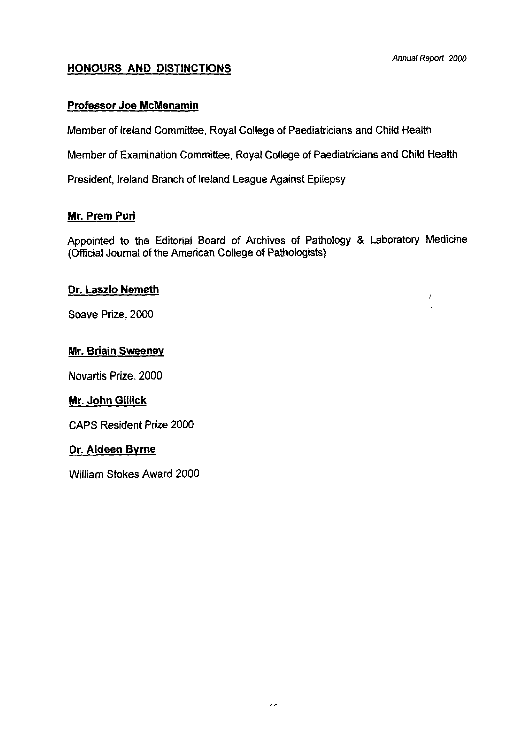## HONOURS AND DISTINCTIONS

### Professor Joe McMenamin

Member of Ireland Committee, Royal College of Paediatricians and Child Health

Member of Examination Committee, Royal College of Paediatricians and Child Health

President, Ireland Branch of Ireland League Against Epilepsy

### Mr. Prem Puri

Appointed to the Editorial Board of Archives of Pathology & Laboratory Medicine (Official Journal of the American College of Pathologists)

### Dr. Laszlo Nemeth

Soave Prize, 2000

### Mr. Briain Sweeney

Novartis Prize, 2000

### Mr. John Gillick

CAPS Resident Prize 2000

### Dr. Aideen Byrne

William Stokes Award 2000